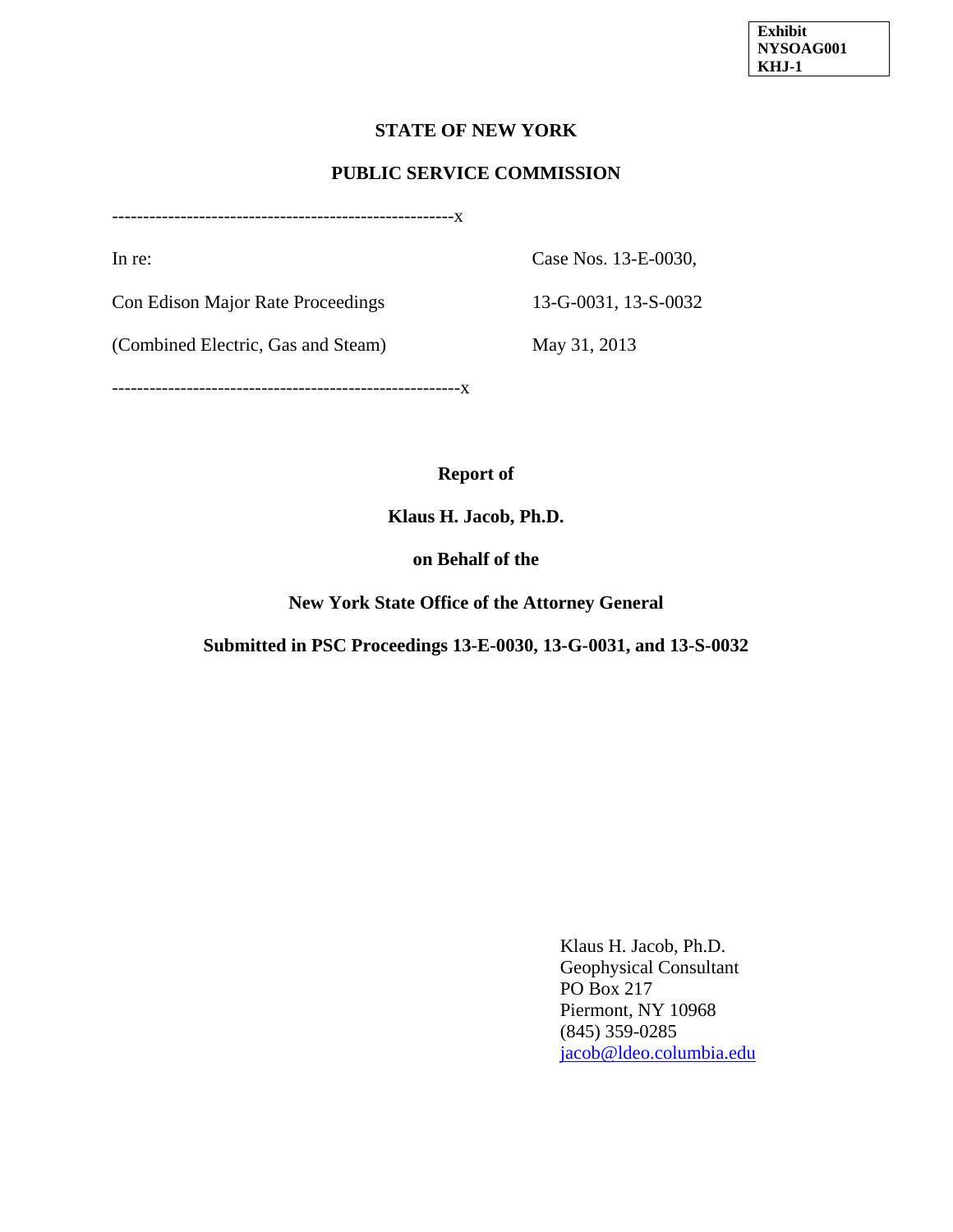**Exhibit**
**NYSOAG001**
**KHJ-1**

**STATE OF NEW YORK**

**PUBLIC SERVICE COMMISSION**

-------------------------------------------------------x

| | |
|---|---|
| In re: | Case Nos. 13-E-0030, |
| Con Edison Major Rate Proceedings | 13-G-0031, 13-S-0032 |
| (Combined Electric, Gas and Steam) | May 31, 2013 |

--------------------------------------------------------x

**Report of**

**Klaus H. Jacob, Ph.D.**

**on Behalf of the**

**New York State Office of the Attorney General**

**Submitted in PSC Proceedings 13-E-0030, 13-G-0031, and 13-S-0032**

Klaus H. Jacob, Ph.D.
Geophysical Consultant
PO Box 217
Piermont, NY 10968
(845) 359-0285
jacob@ldeo.columbia.edu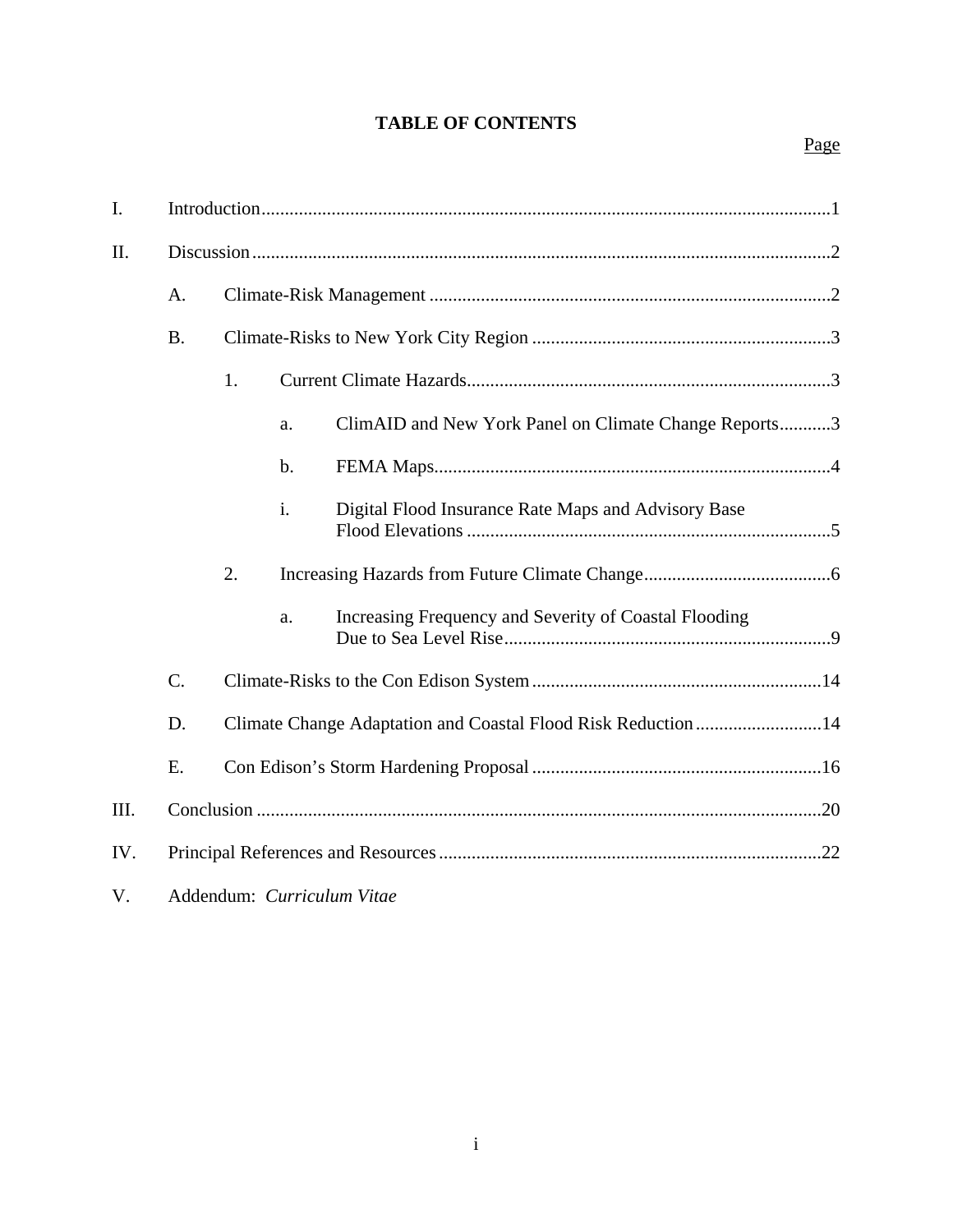# TABLE OF CONTENTS

Page

I. Introduction .......... 1

II. Discussion .......... 2

- A. Climate-Risk Management .......... 2
- B. Climate-Risks to New York City Region .......... 3
  - 1. Current Climate Hazards .......... 3
    - a. ClimAID and New York Panel on Climate Change Reports .......... 3
    - b. FEMA Maps .......... 4
    - i. Digital Flood Insurance Rate Maps and Advisory Base Flood Elevations .......... 5
  - 2. Increasing Hazards from Future Climate Change .......... 6
    - a. Increasing Frequency and Severity of Coastal Flooding Due to Sea Level Rise .......... 9
- C. Climate-Risks to the Con Edison System .......... 14
- D. Climate Change Adaptation and Coastal Flood Risk Reduction .......... 14
- E. Con Edison's Storm Hardening Proposal .......... 16

III. Conclusion .......... 20

IV. Principal References and Resources .......... 22

V. Addendum: *Curriculum Vitae*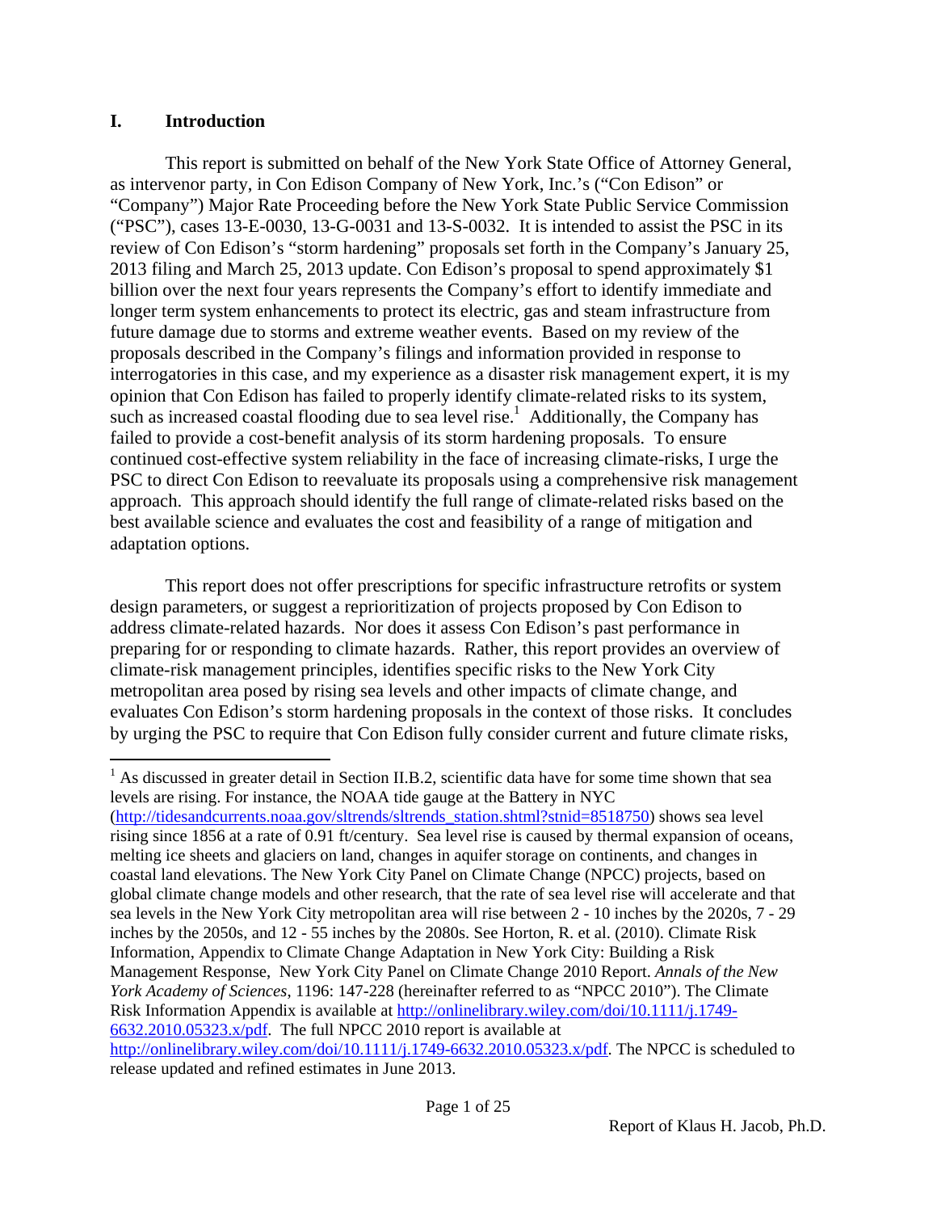## I. Introduction

This report is submitted on behalf of the New York State Office of Attorney General, as intervenor party, in Con Edison Company of New York, Inc.'s ("Con Edison" or "Company") Major Rate Proceeding before the New York State Public Service Commission ("PSC"), cases 13-E-0030, 13-G-0031 and 13-S-0032. It is intended to assist the PSC in its review of Con Edison's "storm hardening" proposals set forth in the Company's January 25, 2013 filing and March 25, 2013 update. Con Edison's proposal to spend approximately $1 billion over the next four years represents the Company's effort to identify immediate and longer term system enhancements to protect its electric, gas and steam infrastructure from future damage due to storms and extreme weather events. Based on my review of the proposals described in the Company's filings and information provided in response to interrogatories in this case, and my experience as a disaster risk management expert, it is my opinion that Con Edison has failed to properly identify climate-related risks to its system, such as increased coastal flooding due to sea level rise.[1] Additionally, the Company has failed to provide a cost-benefit analysis of its storm hardening proposals. To ensure continued cost-effective system reliability in the face of increasing climate-risks, I urge the PSC to direct Con Edison to reevaluate its proposals using a comprehensive risk management approach. This approach should identify the full range of climate-related risks based on the best available science and evaluates the cost and feasibility of a range of mitigation and adaptation options.

This report does not offer prescriptions for specific infrastructure retrofits or system design parameters, or suggest a reprioritization of projects proposed by Con Edison to address climate-related hazards. Nor does it assess Con Edison's past performance in preparing for or responding to climate hazards. Rather, this report provides an overview of climate-risk management principles, identifies specific risks to the New York City metropolitan area posed by rising sea levels and other impacts of climate change, and evaluates Con Edison's storm hardening proposals in the context of those risks. It concludes by urging the PSC to require that Con Edison fully consider current and future climate risks,

---

[1] As discussed in greater detail in Section II.B.2, scientific data have for some time shown that sea levels are rising. For instance, the NOAA tide gauge at the Battery in NYC (http://tidesandcurrents.noaa.gov/sltrends/sltrends_station.shtml?stnid=8518750) shows sea level rising since 1856 at a rate of 0.91 ft/century. Sea level rise is caused by thermal expansion of oceans, melting ice sheets and glaciers on land, changes in aquifer storage on continents, and changes in coastal land elevations. The New York City Panel on Climate Change (NPCC) projects, based on global climate change models and other research, that the rate of sea level rise will accelerate and that sea levels in the New York City metropolitan area will rise between 2 - 10 inches by the 2020s, 7 - 29 inches by the 2050s, and 12 - 55 inches by the 2080s. See Horton, R. et al. (2010). Climate Risk Information, Appendix to Climate Change Adaptation in New York City: Building a Risk Management Response, New York City Panel on Climate Change 2010 Report. *Annals of the New York Academy of Sciences*, 1196: 147-228 (hereinafter referred to as "NPCC 2010"). The Climate Risk Information Appendix is available at http://onlinelibrary.wiley.com/doi/10.1111/j.1749-6632.2010.05323.x/pdf. The full NPCC 2010 report is available at http://onlinelibrary.wiley.com/doi/10.1111/j.1749-6632.2010.05323.x/pdf. The NPCC is scheduled to release updated and refined estimates in June 2013.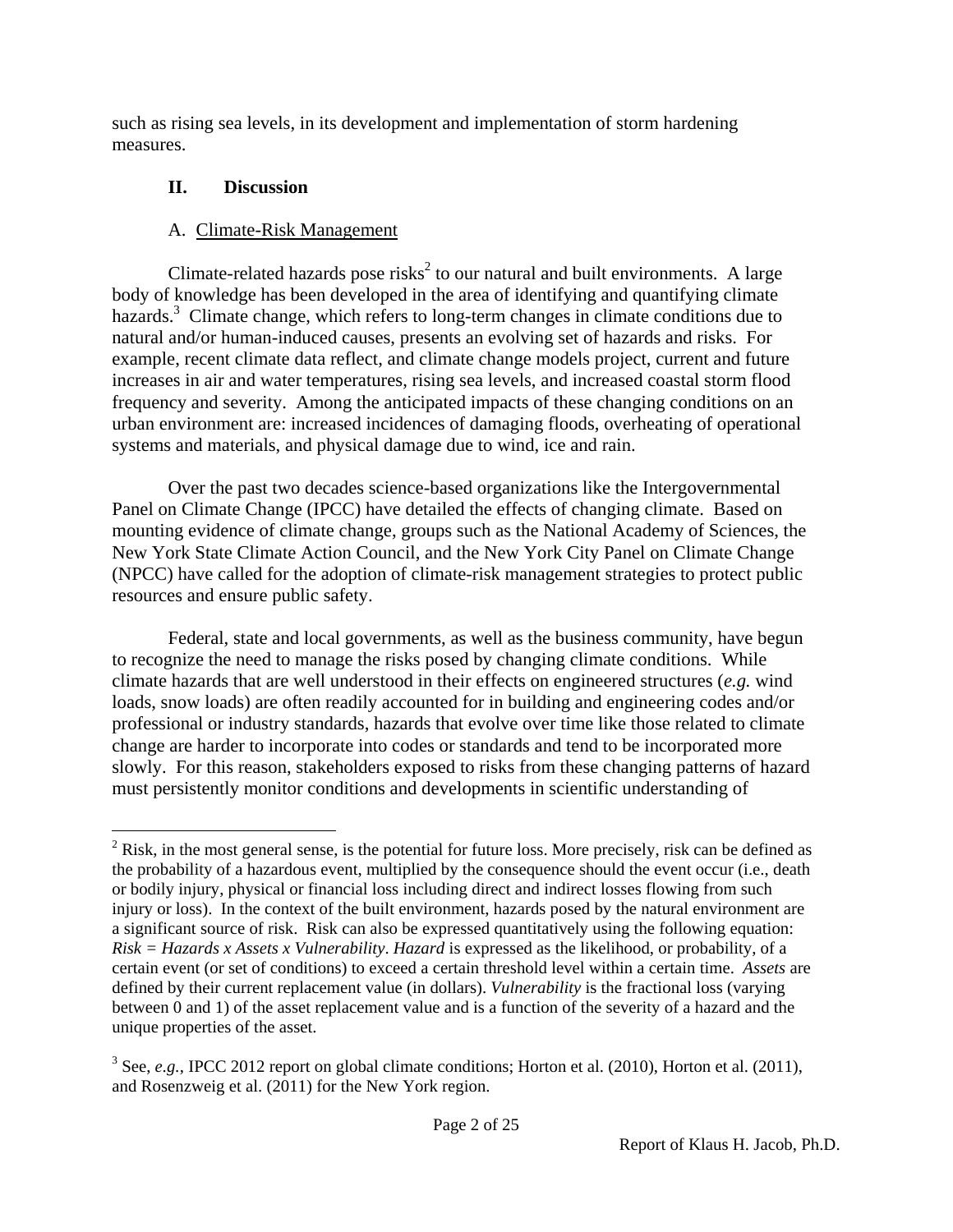such as rising sea levels, in its development and implementation of storm hardening measures.

## II. Discussion

### A. Climate-Risk Management

Climate-related hazards pose risks[2] to our natural and built environments. A large body of knowledge has been developed in the area of identifying and quantifying climate hazards.[3] Climate change, which refers to long-term changes in climate conditions due to natural and/or human-induced causes, presents an evolving set of hazards and risks. For example, recent climate data reflect, and climate change models project, current and future increases in air and water temperatures, rising sea levels, and increased coastal storm flood frequency and severity. Among the anticipated impacts of these changing conditions on an urban environment are: increased incidences of damaging floods, overheating of operational systems and materials, and physical damage due to wind, ice and rain.

Over the past two decades science-based organizations like the Intergovernmental Panel on Climate Change (IPCC) have detailed the effects of changing climate. Based on mounting evidence of climate change, groups such as the National Academy of Sciences, the New York State Climate Action Council, and the New York City Panel on Climate Change (NPCC) have called for the adoption of climate-risk management strategies to protect public resources and ensure public safety.

Federal, state and local governments, as well as the business community, have begun to recognize the need to manage the risks posed by changing climate conditions. While climate hazards that are well understood in their effects on engineered structures (*e.g.* wind loads, snow loads) are often readily accounted for in building and engineering codes and/or professional or industry standards, hazards that evolve over time like those related to climate change are harder to incorporate into codes or standards and tend to be incorporated more slowly. For this reason, stakeholders exposed to risks from these changing patterns of hazard must persistently monitor conditions and developments in scientific understanding of

---

[2] Risk, in the most general sense, is the potential for future loss. More precisely, risk can be defined as the probability of a hazardous event, multiplied by the consequence should the event occur (i.e., death or bodily injury, physical or financial loss including direct and indirect losses flowing from such injury or loss). In the context of the built environment, hazards posed by the natural environment are a significant source of risk. Risk can also be expressed quantitatively using the following equation: *Risk = Hazards x Assets x Vulnerability*. *Hazard* is expressed as the likelihood, or probability, of a certain event (or set of conditions) to exceed a certain threshold level within a certain time. *Assets* are defined by their current replacement value (in dollars). *Vulnerability* is the fractional loss (varying between 0 and 1) of the asset replacement value and is a function of the severity of a hazard and the unique properties of the asset.

[3] See, *e.g.*, IPCC 2012 report on global climate conditions; Horton et al. (2010), Horton et al. (2011), and Rosenzweig et al. (2011) for the New York region.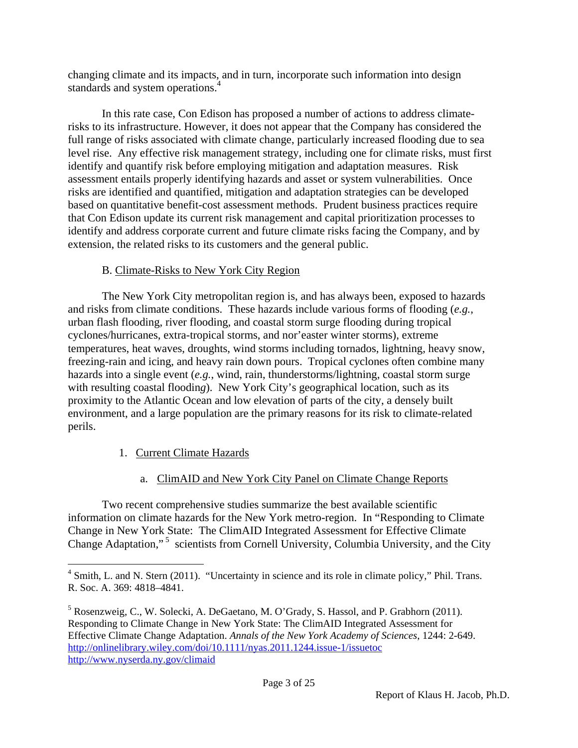changing climate and its impacts, and in turn, incorporate such information into design standards and system operations.[4]

In this rate case, Con Edison has proposed a number of actions to address climate-risks to its infrastructure. However, it does not appear that the Company has considered the full range of risks associated with climate change, particularly increased flooding due to sea level rise. Any effective risk management strategy, including one for climate risks, must first identify and quantify risk before employing mitigation and adaptation measures. Risk assessment entails properly identifying hazards and asset or system vulnerabilities. Once risks are identified and quantified, mitigation and adaptation strategies can be developed based on quantitative benefit-cost assessment methods. Prudent business practices require that Con Edison update its current risk management and capital prioritization processes to identify and address corporate current and future climate risks facing the Company, and by extension, the related risks to its customers and the general public.

### B. Climate-Risks to New York City Region

The New York City metropolitan region is, and has always been, exposed to hazards and risks from climate conditions. These hazards include various forms of flooding (*e.g.*, urban flash flooding, river flooding, and coastal storm surge flooding during tropical cyclones/hurricanes, extra-tropical storms, and nor'easter winter storms), extreme temperatures, heat waves, droughts, wind storms including tornados, lightning, heavy snow, freezing-rain and icing, and heavy rain down pours. Tropical cyclones often combine many hazards into a single event (*e.g.*, wind, rain, thunderstorms/lightning, coastal storm surge with resulting coastal flooding). New York City's geographical location, such as its proximity to the Atlantic Ocean and low elevation of parts of the city, a densely built environment, and a large population are the primary reasons for its risk to climate-related perils.

#### 1. Current Climate Hazards

##### a. ClimAID and New York City Panel on Climate Change Reports

Two recent comprehensive studies summarize the best available scientific information on climate hazards for the New York metro-region. In "Responding to Climate Change in New York State: The ClimAID Integrated Assessment for Effective Climate Change Adaptation,"[5] scientists from Cornell University, Columbia University, and the City

---

[4] Smith, L. and N. Stern (2011). "Uncertainty in science and its role in climate policy," Phil. Trans. R. Soc. A. 369: 4818–4841.

[5] Rosenzweig, C., W. Solecki, A. DeGaetano, M. O'Grady, S. Hassol, and P. Grabhorn (2011). Responding to Climate Change in New York State: The ClimAID Integrated Assessment for Effective Climate Change Adaptation. *Annals of the New York Academy of Sciences*, 1244: 2-649. http://onlinelibrary.wiley.com/doi/10.1111/nyas.2011.1244.issue-1/issuetoc http://www.nyserda.ny.gov/climaid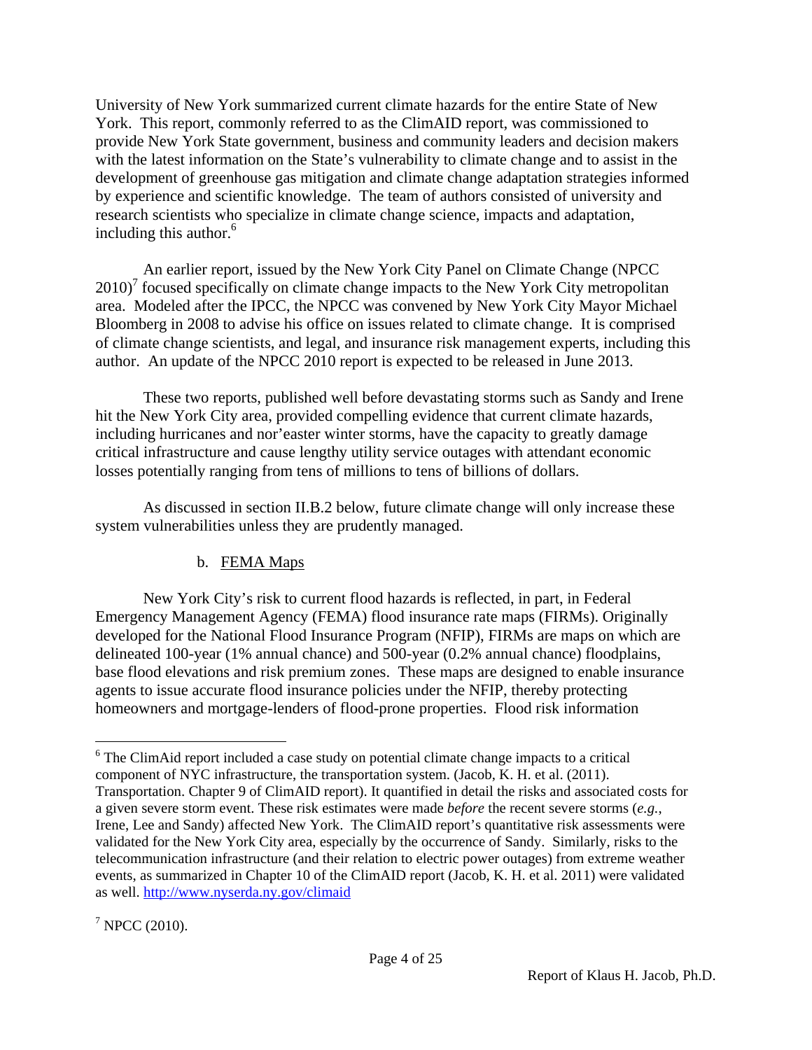University of New York summarized current climate hazards for the entire State of New York. This report, commonly referred to as the ClimAID report, was commissioned to provide New York State government, business and community leaders and decision makers with the latest information on the State's vulnerability to climate change and to assist in the development of greenhouse gas mitigation and climate change adaptation strategies informed by experience and scientific knowledge. The team of authors consisted of university and research scientists who specialize in climate change science, impacts and adaptation, including this author.[6]

An earlier report, issued by the New York City Panel on Climate Change (NPCC 2010)[7] focused specifically on climate change impacts to the New York City metropolitan area. Modeled after the IPCC, the NPCC was convened by New York City Mayor Michael Bloomberg in 2008 to advise his office on issues related to climate change. It is comprised of climate change scientists, and legal, and insurance risk management experts, including this author. An update of the NPCC 2010 report is expected to be released in June 2013.

These two reports, published well before devastating storms such as Sandy and Irene hit the New York City area, provided compelling evidence that current climate hazards, including hurricanes and nor'easter winter storms, have the capacity to greatly damage critical infrastructure and cause lengthy utility service outages with attendant economic losses potentially ranging from tens of millions to tens of billions of dollars.

As discussed in section II.B.2 below, future climate change will only increase these system vulnerabilities unless they are prudently managed.

b. <u>FEMA Maps</u>

New York City's risk to current flood hazards is reflected, in part, in Federal Emergency Management Agency (FEMA) flood insurance rate maps (FIRMs). Originally developed for the National Flood Insurance Program (NFIP), FIRMs are maps on which are delineated 100-year (1% annual chance) and 500-year (0.2% annual chance) floodplains, base flood elevations and risk premium zones. These maps are designed to enable insurance agents to issue accurate flood insurance policies under the NFIP, thereby protecting homeowners and mortgage-lenders of flood-prone properties. Flood risk information

---

[6] The ClimAid report included a case study on potential climate change impacts to a critical component of NYC infrastructure, the transportation system. (Jacob, K. H. et al. (2011). Transportation. Chapter 9 of ClimAID report). It quantified in detail the risks and associated costs for a given severe storm event. These risk estimates were made *before* the recent severe storms (*e.g.*, Irene, Lee and Sandy) affected New York. The ClimAID report's quantitative risk assessments were validated for the New York City area, especially by the occurrence of Sandy. Similarly, risks to the telecommunication infrastructure (and their relation to electric power outages) from extreme weather events, as summarized in Chapter 10 of the ClimAID report (Jacob, K. H. et al. 2011) were validated as well. http://www.nyserda.ny.gov/climaid

[7] NPCC (2010).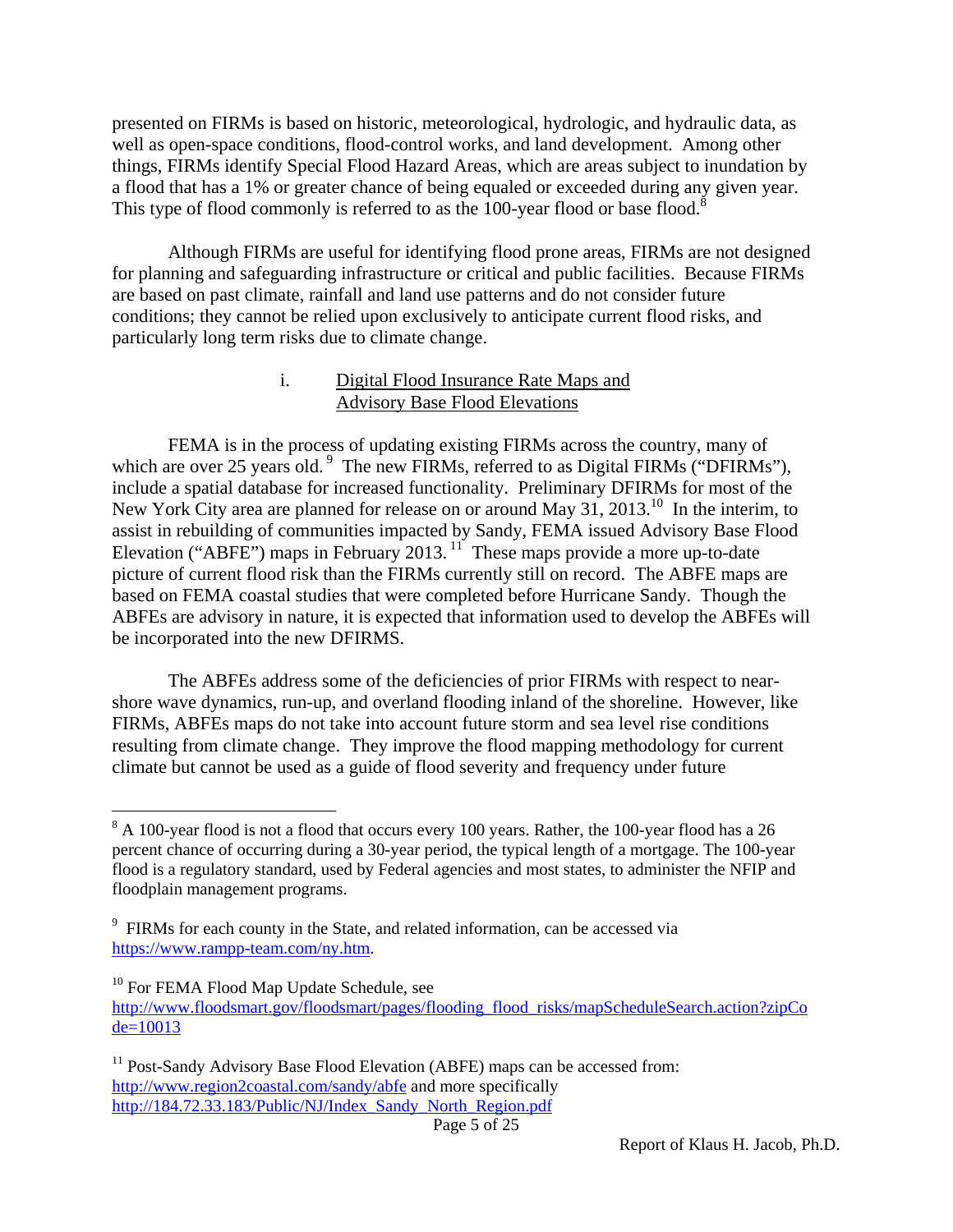presented on FIRMs is based on historic, meteorological, hydrologic, and hydraulic data, as well as open-space conditions, flood-control works, and land development. Among other things, FIRMs identify Special Flood Hazard Areas, which are areas subject to inundation by a flood that has a 1% or greater chance of being equaled or exceeded during any given year. This type of flood commonly is referred to as the 100-year flood or base flood.[8]

Although FIRMs are useful for identifying flood prone areas, FIRMs are not designed for planning and safeguarding infrastructure or critical and public facilities. Because FIRMs are based on past climate, rainfall and land use patterns and do not consider future conditions; they cannot be relied upon exclusively to anticipate current flood risks, and particularly long term risks due to climate change.

### i. Digital Flood Insurance Rate Maps and Advisory Base Flood Elevations

FEMA is in the process of updating existing FIRMs across the country, many of which are over 25 years old.[9] The new FIRMs, referred to as Digital FIRMs ("DFIRMs"), include a spatial database for increased functionality. Preliminary DFIRMs for most of the New York City area are planned for release on or around May 31, 2013.[10] In the interim, to assist in rebuilding of communities impacted by Sandy, FEMA issued Advisory Base Flood Elevation ("ABFE") maps in February 2013.[11] These maps provide a more up-to-date picture of current flood risk than the FIRMs currently still on record. The ABFE maps are based on FEMA coastal studies that were completed before Hurricane Sandy. Though the ABFEs are advisory in nature, it is expected that information used to develop the ABFEs will be incorporated into the new DFIRMS.

The ABFEs address some of the deficiencies of prior FIRMs with respect to near-shore wave dynamics, run-up, and overland flooding inland of the shoreline. However, like FIRMs, ABFEs maps do not take into account future storm and sea level rise conditions resulting from climate change. They improve the flood mapping methodology for current climate but cannot be used as a guide of flood severity and frequency under future

---

[8] A 100-year flood is not a flood that occurs every 100 years. Rather, the 100-year flood has a 26 percent chance of occurring during a 30-year period, the typical length of a mortgage. The 100-year flood is a regulatory standard, used by Federal agencies and most states, to administer the NFIP and floodplain management programs.

[9] FIRMs for each county in the State, and related information, can be accessed via https://www.rampp-team.com/ny.htm.

[10] For FEMA Flood Map Update Schedule, see http://www.floodsmart.gov/floodsmart/pages/flooding_flood_risks/mapScheduleSearch.action?zipCode=10013

[11] Post-Sandy Advisory Base Flood Elevation (ABFE) maps can be accessed from: http://www.region2coastal.com/sandy/abfe and more specifically http://184.72.33.183/Public/NJ/Index_Sandy_North_Region.pdf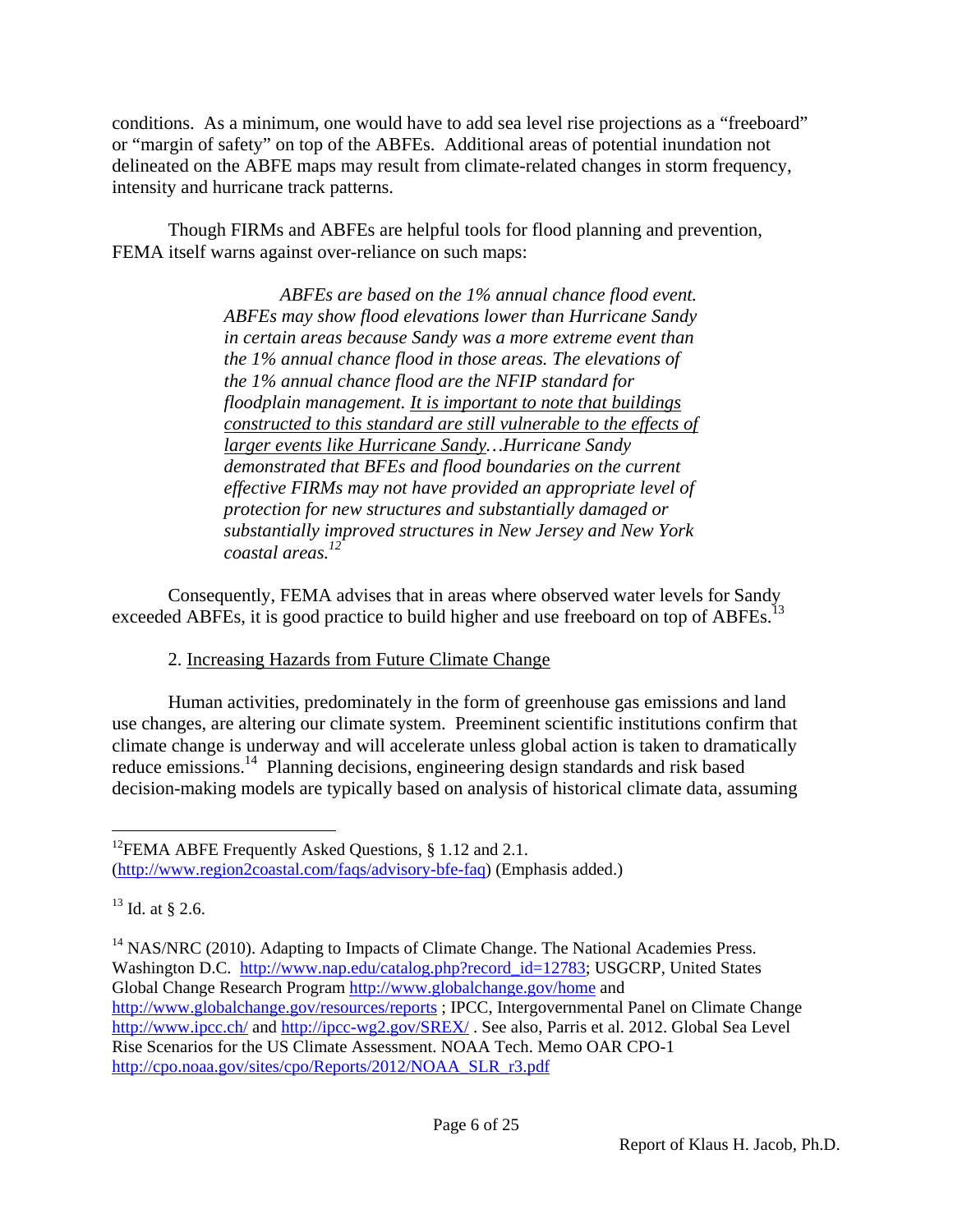conditions. As a minimum, one would have to add sea level rise projections as a "freeboard" or "margin of safety" on top of the ABFEs. Additional areas of potential inundation not delineated on the ABFE maps may result from climate-related changes in storm frequency, intensity and hurricane track patterns.

Though FIRMs and ABFEs are helpful tools for flood planning and prevention, FEMA itself warns against over-reliance on such maps:

> *ABFEs are based on the 1% annual chance flood event. ABFEs may show flood elevations lower than Hurricane Sandy in certain areas because Sandy was a more extreme event than the 1% annual chance flood in those areas. The elevations of the 1% annual chance flood are the NFIP standard for floodplain management. <u>It is important to note that buildings constructed to this standard are still vulnerable to the effects of larger events like Hurricane Sandy</u>…Hurricane Sandy demonstrated that BFEs and flood boundaries on the current effective FIRMs may not have provided an appropriate level of protection for new structures and substantially damaged or substantially improved structures in New Jersey and New York coastal areas.*[12]

Consequently, FEMA advises that in areas where observed water levels for Sandy exceeded ABFEs, it is good practice to build higher and use freeboard on top of ABFEs.[13]

2. <u>Increasing Hazards from Future Climate Change</u>

Human activities, predominately in the form of greenhouse gas emissions and land use changes, are altering our climate system. Preeminent scientific institutions confirm that climate change is underway and will accelerate unless global action is taken to dramatically reduce emissions.[14] Planning decisions, engineering design standards and risk based decision-making models are typically based on analysis of historical climate data, assuming

---

[12] FEMA ABFE Frequently Asked Questions, § 1.12 and 2.1. (http://www.region2coastal.com/faqs/advisory-bfe-faq) (Emphasis added.)

[13] Id. at § 2.6.

[14] NAS/NRC (2010). Adapting to Impacts of Climate Change. The National Academies Press. Washington D.C. http://www.nap.edu/catalog.php?record_id=12783; USGCRP, United States Global Change Research Program http://www.globalchange.gov/home and http://www.globalchange.gov/resources/reports ; IPCC, Intergovernmental Panel on Climate Change http://www.ipcc.ch/ and http://ipcc-wg2.gov/SREX/ . See also, Parris et al. 2012. Global Sea Level Rise Scenarios for the US Climate Assessment. NOAA Tech. Memo OAR CPO-1 http://cpo.noaa.gov/sites/cpo/Reports/2012/NOAA_SLR_r3.pdf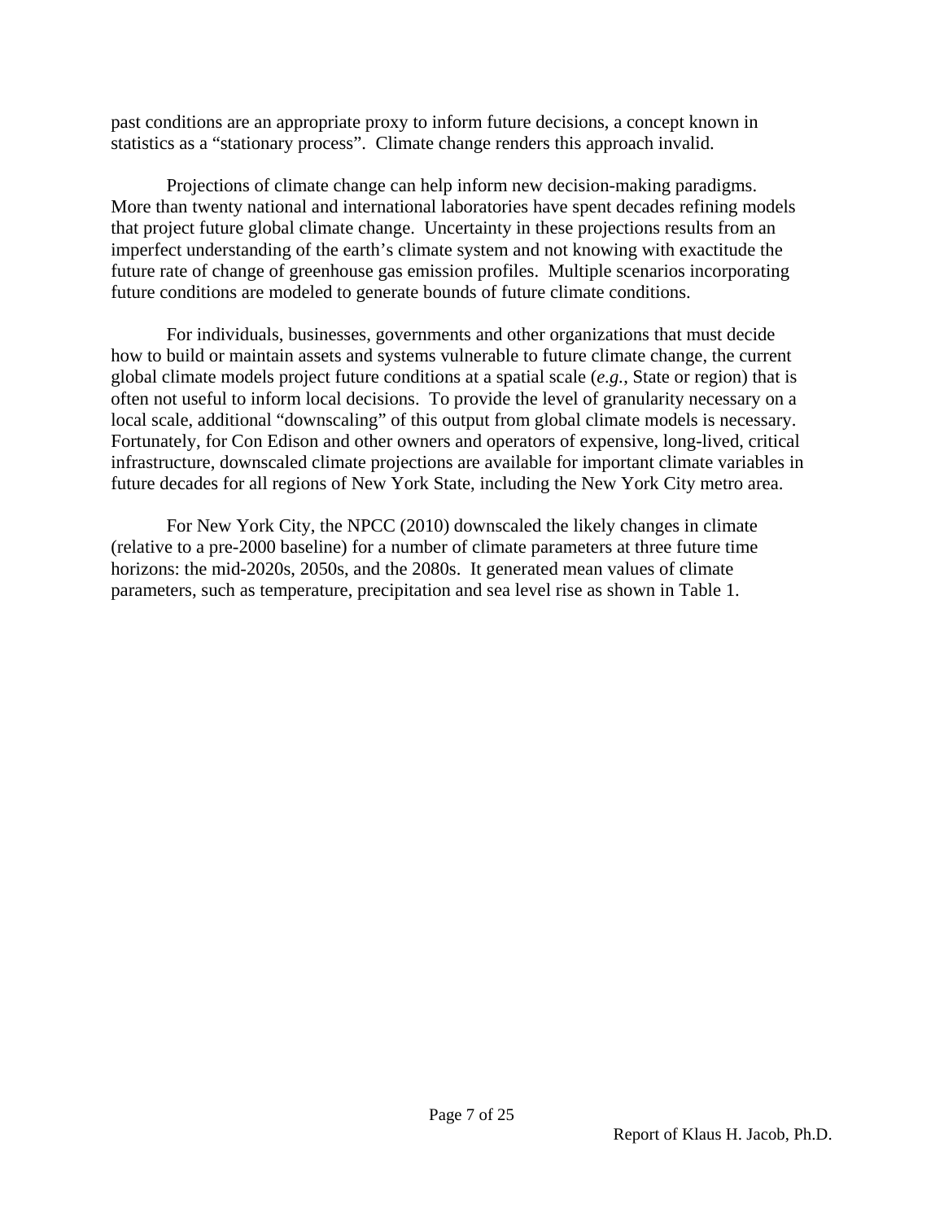past conditions are an appropriate proxy to inform future decisions, a concept known in statistics as a "stationary process". Climate change renders this approach invalid.

Projections of climate change can help inform new decision-making paradigms. More than twenty national and international laboratories have spent decades refining models that project future global climate change. Uncertainty in these projections results from an imperfect understanding of the earth's climate system and not knowing with exactitude the future rate of change of greenhouse gas emission profiles. Multiple scenarios incorporating future conditions are modeled to generate bounds of future climate conditions.

For individuals, businesses, governments and other organizations that must decide how to build or maintain assets and systems vulnerable to future climate change, the current global climate models project future conditions at a spatial scale (*e.g.*, State or region) that is often not useful to inform local decisions. To provide the level of granularity necessary on a local scale, additional "downscaling" of this output from global climate models is necessary. Fortunately, for Con Edison and other owners and operators of expensive, long-lived, critical infrastructure, downscaled climate projections are available for important climate variables in future decades for all regions of New York State, including the New York City metro area.

For New York City, the NPCC (2010) downscaled the likely changes in climate (relative to a pre-2000 baseline) for a number of climate parameters at three future time horizons: the mid-2020s, 2050s, and the 2080s. It generated mean values of climate parameters, such as temperature, precipitation and sea level rise as shown in Table 1.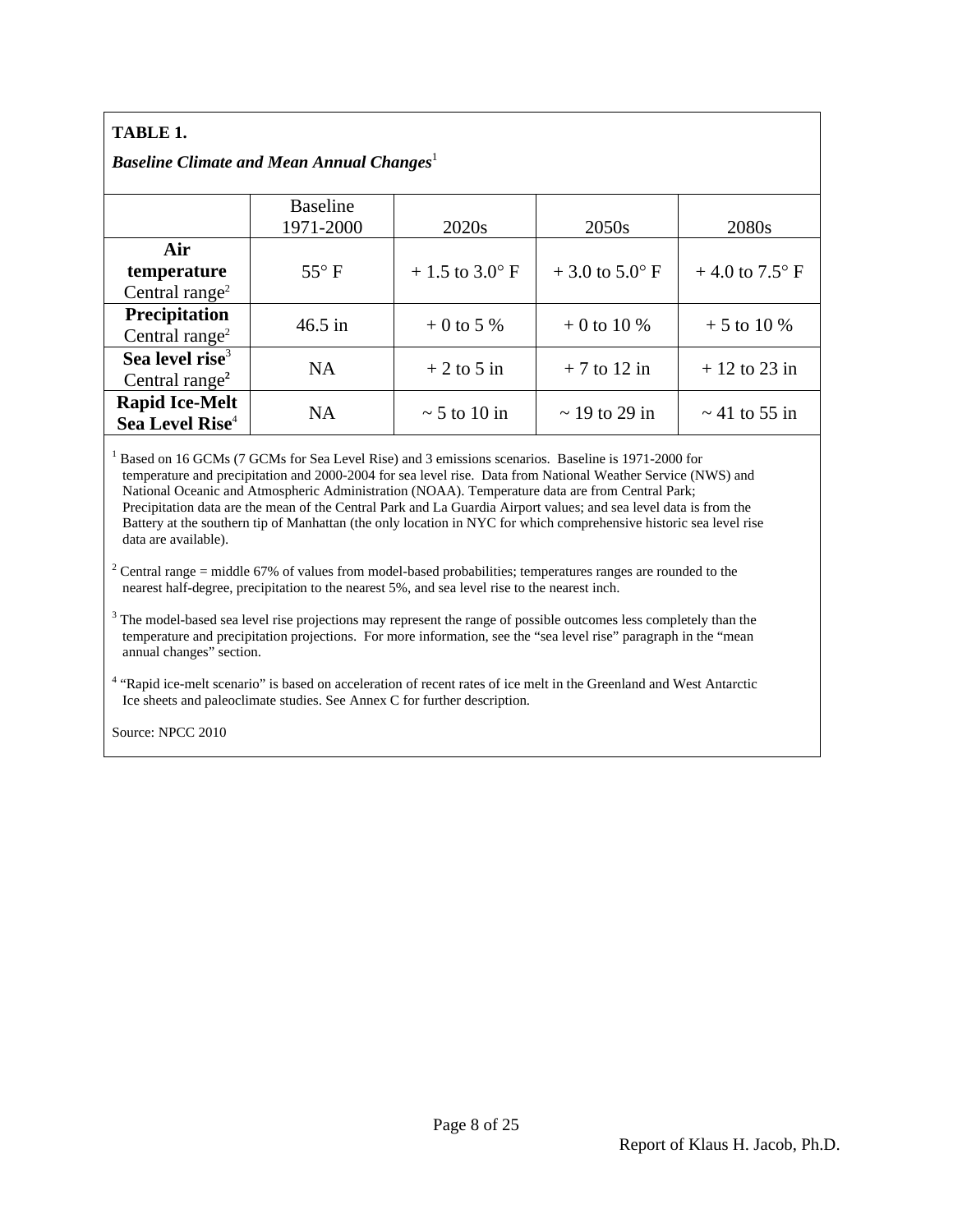**TABLE 1.**

***Baseline Climate and Mean Annual Changes***[1]

| | Baseline 1971-2000 | 2020s | 2050s | 2080s |
|---|---|---|---|---|
| **Air temperature** Central range[2] | 55° F | + 1.5 to 3.0° F | + 3.0 to 5.0° F | + 4.0 to 7.5° F |
| **Precipitation** Central range[2] | 46.5 in | + 0 to 5 % | + 0 to 10 % | + 5 to 10 % |
| **Sea level rise**[3] Central range[2] | NA | + 2 to 5 in | + 7 to 12 in | + 12 to 23 in |
| **Rapid Ice-Melt Sea Level Rise**[4] | NA | ~ 5 to 10 in | ~ 19 to 29 in | ~ 41 to 55 in |

[1] Based on 16 GCMs (7 GCMs for Sea Level Rise) and 3 emissions scenarios. Baseline is 1971-2000 for temperature and precipitation and 2000-2004 for sea level rise. Data from National Weather Service (NWS) and National Oceanic and Atmospheric Administration (NOAA). Temperature data are from Central Park; Precipitation data are the mean of the Central Park and La Guardia Airport values; and sea level data is from the Battery at the southern tip of Manhattan (the only location in NYC for which comprehensive historic sea level rise data are available).

[2] Central range = middle 67% of values from model-based probabilities; temperatures ranges are rounded to the nearest half-degree, precipitation to the nearest 5%, and sea level rise to the nearest inch.

[3] The model-based sea level rise projections may represent the range of possible outcomes less completely than the temperature and precipitation projections. For more information, see the "sea level rise" paragraph in the "mean annual changes" section.

[4] "Rapid ice-melt scenario" is based on acceleration of recent rates of ice melt in the Greenland and West Antarctic Ice sheets and paleoclimate studies. See Annex C for further description.

Source: NPCC 2010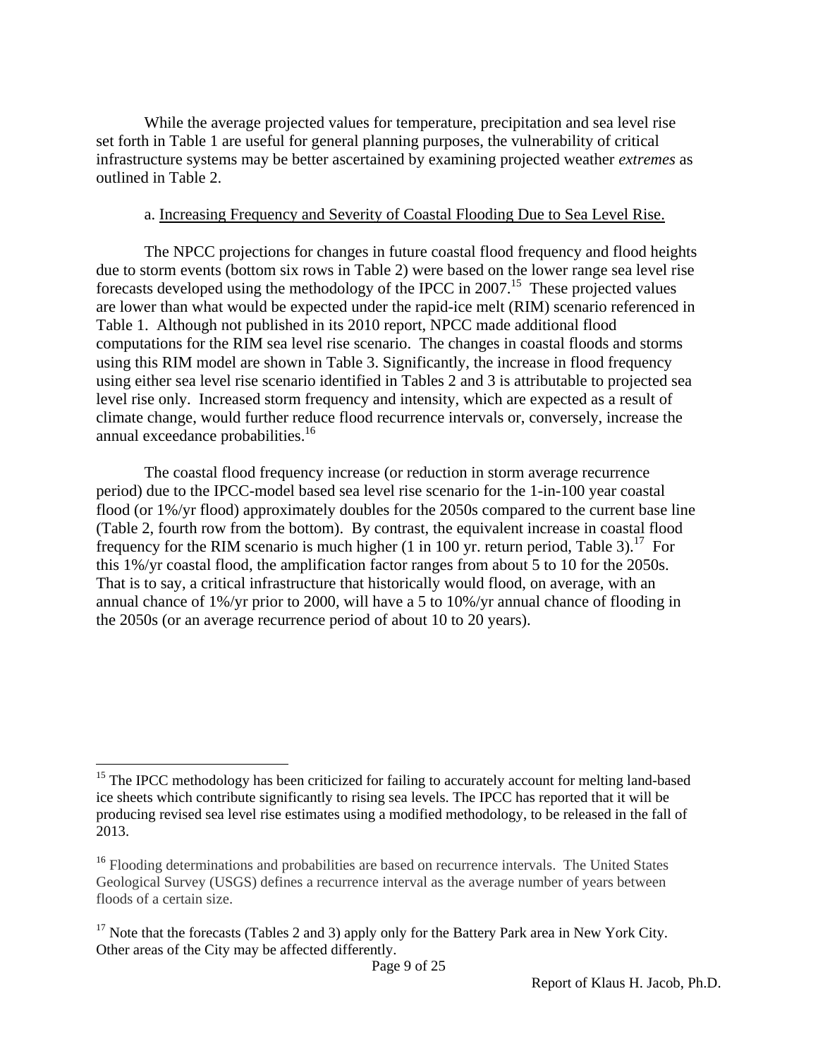While the average projected values for temperature, precipitation and sea level rise set forth in Table 1 are useful for general planning purposes, the vulnerability of critical infrastructure systems may be better ascertained by examining projected weather *extremes* as outlined in Table 2.

a. Increasing Frequency and Severity of Coastal Flooding Due to Sea Level Rise.

The NPCC projections for changes in future coastal flood frequency and flood heights due to storm events (bottom six rows in Table 2) were based on the lower range sea level rise forecasts developed using the methodology of the IPCC in 2007.[15] These projected values are lower than what would be expected under the rapid-ice melt (RIM) scenario referenced in Table 1. Although not published in its 2010 report, NPCC made additional flood computations for the RIM sea level rise scenario. The changes in coastal floods and storms using this RIM model are shown in Table 3. Significantly, the increase in flood frequency using either sea level rise scenario identified in Tables 2 and 3 is attributable to projected sea level rise only. Increased storm frequency and intensity, which are expected as a result of climate change, would further reduce flood recurrence intervals or, conversely, increase the annual exceedance probabilities.[16]

The coastal flood frequency increase (or reduction in storm average recurrence period) due to the IPCC-model based sea level rise scenario for the 1-in-100 year coastal flood (or 1%/yr flood) approximately doubles for the 2050s compared to the current base line (Table 2, fourth row from the bottom). By contrast, the equivalent increase in coastal flood frequency for the RIM scenario is much higher (1 in 100 yr. return period, Table 3).[17] For this 1%/yr coastal flood, the amplification factor ranges from about 5 to 10 for the 2050s. That is to say, a critical infrastructure that historically would flood, on average, with an annual chance of 1%/yr prior to 2000, will have a 5 to 10%/yr annual chance of flooding in the 2050s (or an average recurrence period of about 10 to 20 years).

---

[15] The IPCC methodology has been criticized for failing to accurately account for melting land-based ice sheets which contribute significantly to rising sea levels. The IPCC has reported that it will be producing revised sea level rise estimates using a modified methodology, to be released in the fall of 2013.

[16] Flooding determinations and probabilities are based on recurrence intervals. The United States Geological Survey (USGS) defines a recurrence interval as the average number of years between floods of a certain size.

[17] Note that the forecasts (Tables 2 and 3) apply only for the Battery Park area in New York City. Other areas of the City may be affected differently.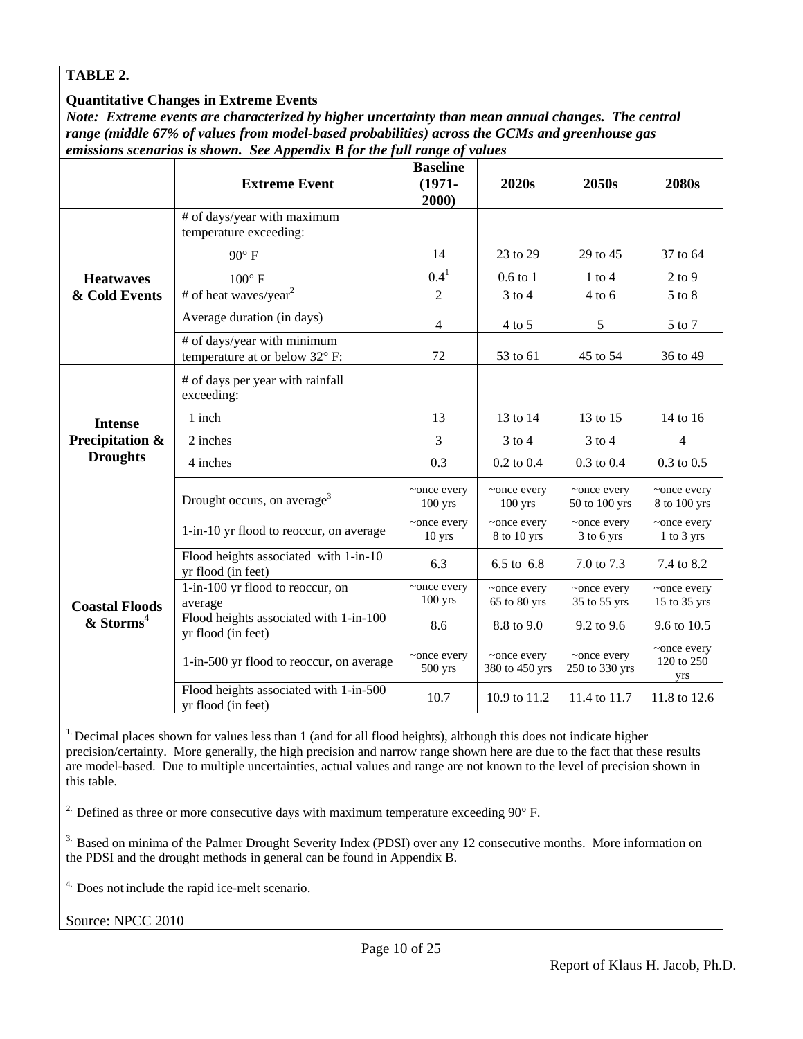**TABLE 2.**

**Quantitative Changes in Extreme Events**

***Note: Extreme events are characterized by higher uncertainty than mean annual changes. The central range (middle 67% of values from model-based probabilities) across the GCMs and greenhouse gas emissions scenarios is shown. See Appendix B for the full range of values***

| | **Extreme Event** | **Baseline (1971-2000)** | **2020s** | **2050s** | **2080s** |
|---|---|---|---|---|---|
| **Heatwaves & Cold Events** | # of days/year with maximum temperature exceeding: | | | | |
| | 90° F | 14 | 23 to 29 | 29 to 45 | 37 to 64 |
| | 100° F | 0.4[1] | 0.6 to 1 | 1 to 4 | 2 to 9 |
| | # of heat waves/year[2] | 2 | 3 to 4 | 4 to 6 | 5 to 8 |
| | Average duration (in days) | 4 | 4 to 5 | 5 | 5 to 7 |
| | # of days/year with minimum temperature at or below 32° F: | 72 | 53 to 61 | 45 to 54 | 36 to 49 |
| **Intense Precipitation & Droughts** | # of days per year with rainfall exceeding: | | | | |
| | 1 inch | 13 | 13 to 14 | 13 to 15 | 14 to 16 |
| | 2 inches | 3 | 3 to 4 | 3 to 4 | 4 |
| | 4 inches | 0.3 | 0.2 to 0.4 | 0.3 to 0.4 | 0.3 to 0.5 |
| | Drought occurs, on average[3] | ~once every 100 yrs | ~once every 100 yrs | ~once every 50 to 100 yrs | ~once every 8 to 100 yrs |
| **Coastal Floods & Storms[4]** | 1-in-10 yr flood to reoccur, on average | ~once every 10 yrs | ~once every 8 to 10 yrs | ~once every 3 to 6 yrs | ~once every 1 to 3 yrs |
| | Flood heights associated with 1-in-10 yr flood (in feet) | 6.3 | 6.5 to 6.8 | 7.0 to 7.3 | 7.4 to 8.2 |
| | 1-in-100 yr flood to reoccur, on average | ~once every 100 yrs | ~once every 65 to 80 yrs | ~once every 35 to 55 yrs | ~once every 15 to 35 yrs |
| | Flood heights associated with 1-in-100 yr flood (in feet) | 8.6 | 8.8 to 9.0 | 9.2 to 9.6 | 9.6 to 10.5 |
| | 1-in-500 yr flood to reoccur, on average | ~once every 500 yrs | ~once every 380 to 450 yrs | ~once every 250 to 330 yrs | ~once every 120 to 250 yrs |
| | Flood heights associated with 1-in-500 yr flood (in feet) | 10.7 | 10.9 to 11.2 | 11.4 to 11.7 | 11.8 to 12.6 |

[1.] Decimal places shown for values less than 1 (and for all flood heights), although this does not indicate higher precision/certainty. More generally, the high precision and narrow range shown here are due to the fact that these results are model-based. Due to multiple uncertainties, actual values and range are not known to the level of precision shown in this table.

[2.] Defined as three or more consecutive days with maximum temperature exceeding 90° F.

[3.] Based on minima of the Palmer Drought Severity Index (PDSI) over any 12 consecutive months. More information on the PDSI and the drought methods in general can be found in Appendix B.

[4.] Does not include the rapid ice-melt scenario.

Source: NPCC 2010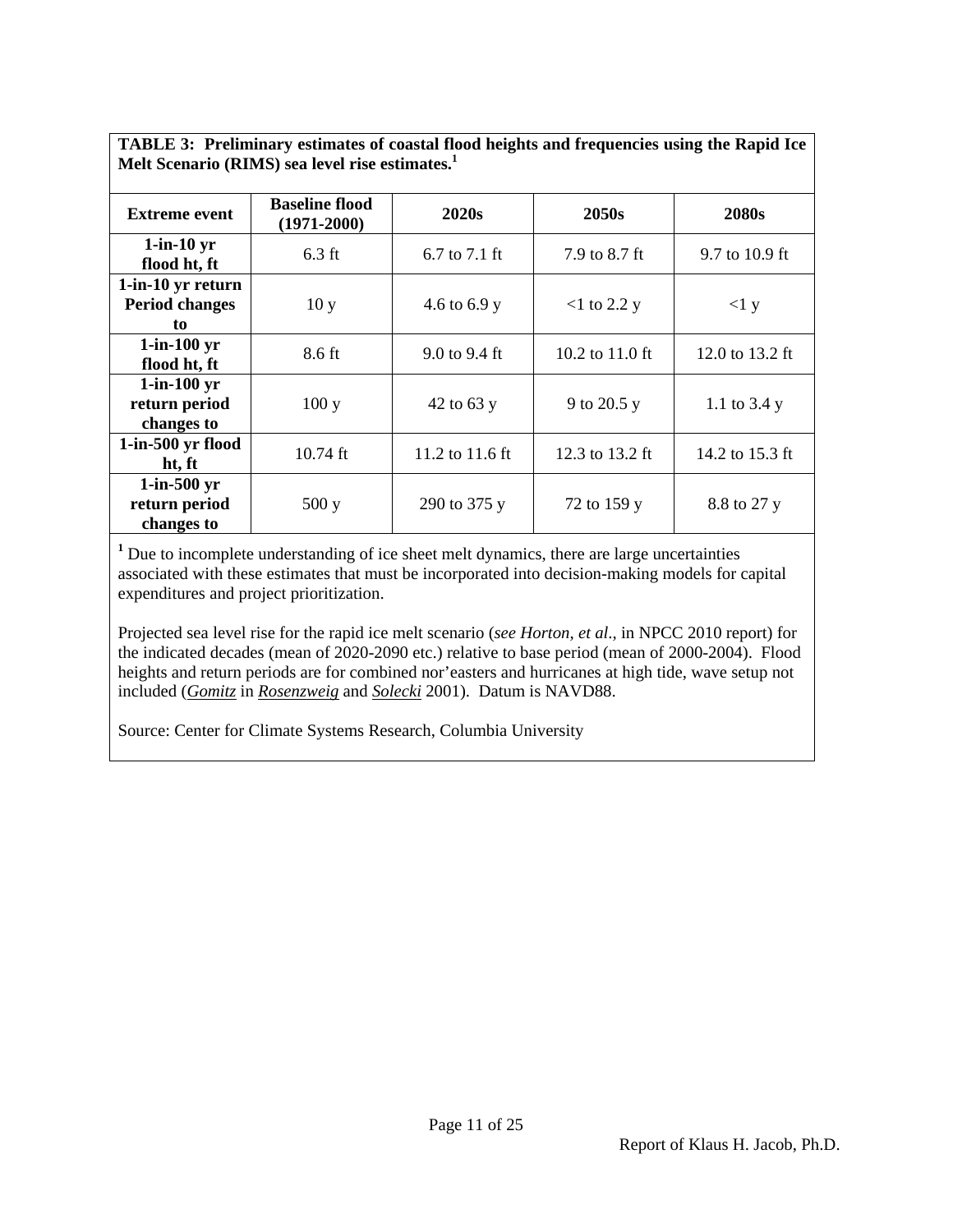**TABLE 3: Preliminary estimates of coastal flood heights and frequencies using the Rapid Ice Melt Scenario (RIMS) sea level rise estimates.[1]**

| Extreme event | Baseline flood (1971-2000) | 2020s | 2050s | 2080s |
|---|---|---|---|---|
| 1-in-10 yr flood ht, ft | 6.3 ft | 6.7 to 7.1 ft | 7.9 to 8.7 ft | 9.7 to 10.9 ft |
| 1-in-10 yr return Period changes to | 10 y | 4.6 to 6.9 y | <1 to 2.2 y | <1 y |
| 1-in-100 yr flood ht, ft | 8.6 ft | 9.0 to 9.4 ft | 10.2 to 11.0 ft | 12.0 to 13.2 ft |
| 1-in-100 yr return period changes to | 100 y | 42 to 63 y | 9 to 20.5 y | 1.1 to 3.4 y |
| 1-in-500 yr flood ht, ft | 10.74 ft | 11.2 to 11.6 ft | 12.3 to 13.2 ft | 14.2 to 15.3 ft |
| 1-in-500 yr return period changes to | 500 y | 290 to 375 y | 72 to 159 y | 8.8 to 27 y |

[1] Due to incomplete understanding of ice sheet melt dynamics, there are large uncertainties associated with these estimates that must be incorporated into decision-making models for capital expenditures and project prioritization.

Projected sea level rise for the rapid ice melt scenario (*see Horton, et al.*, in NPCC 2010 report) for the indicated decades (mean of 2020-2090 etc.) relative to base period (mean of 2000-2004). Flood heights and return periods are for combined nor'easters and hurricanes at high tide, wave setup not included (*Gomitz* in *Rosenzweig* and *Solecki* 2001). Datum is NAVD88.

Source: Center for Climate Systems Research, Columbia University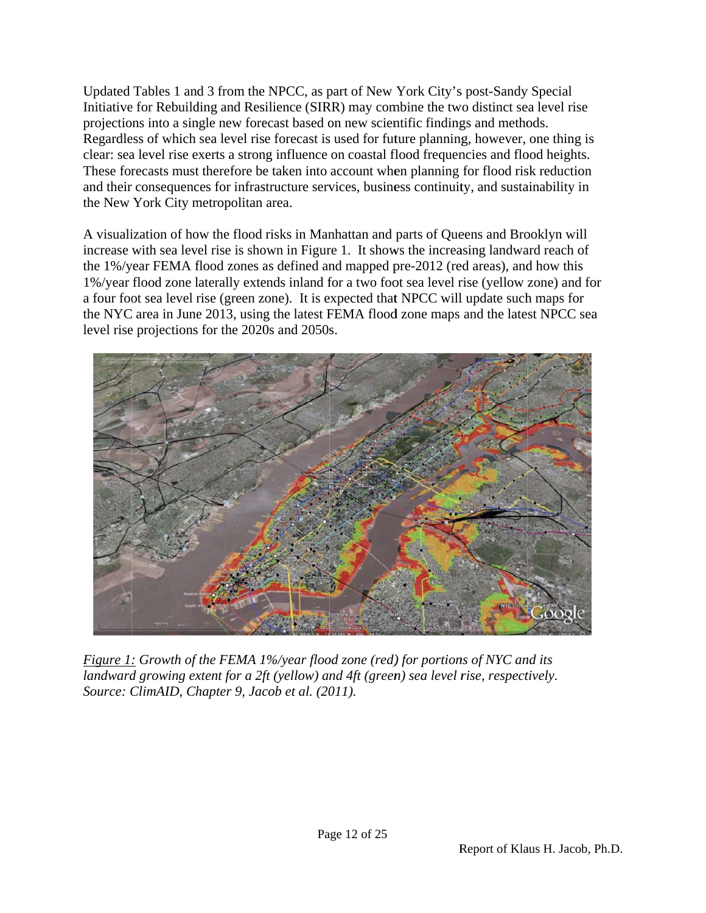Updated Tables 1 and 3 from the NPCC, as part of New York City's post-Sandy Special Initiative for Rebuilding and Resilience (SIRR) may combine the two distinct sea level rise projections into a single new forecast based on new scientific findings and methods. Regardless of which sea level rise forecast is used for future planning, however, one thing is clear: sea level rise exerts a strong influence on coastal flood frequencies and flood heights. These forecasts must therefore be taken into account when planning for flood risk reduction and their consequences for infrastructure services, business continuity, and sustainability in the New York City metropolitan area.

A visualization of how the flood risks in Manhattan and parts of Queens and Brooklyn will increase with sea level rise is shown in Figure 1. It shows the increasing landward reach of the 1%/year FEMA flood zones as defined and mapped pre-2012 (red areas), and how this 1%/year flood zone laterally extends inland for a two foot sea level rise (yellow zone) and for a four foot sea level rise (green zone). It is expected that NPCC will update such maps for the NYC area in June 2013, using the latest FEMA flood zone maps and the latest NPCC sea level rise projections for the 2020s and 2050s.

*Figure 1: Growth of the FEMA 1%/year flood zone (red) for portions of NYC and its landward growing extent for a 2ft (yellow) and 4ft (green) sea level rise, respectively. Source: ClimAID, Chapter 9, Jacob et al. (2011).*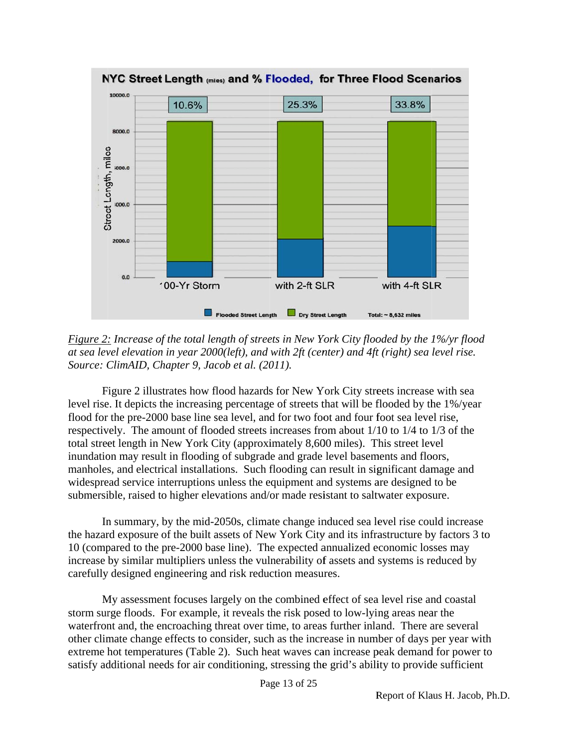*Figure 2:* *Increase of the total length of streets in New York City flooded by the 1%/yr flood at sea level elevation in year 2000(left), and with 2ft (center) and 4ft (right) sea level rise. Source: ClimAID, Chapter 9, Jacob et al. (2011).*

Figure 2 illustrates how flood hazards for New York City streets increase with sea level rise. It depicts the increasing percentage of streets that will be flooded by the 1%/year flood for the pre-2000 base line sea level, and for two foot and four foot sea level rise, respectively. The amount of flooded streets increases from about 1/10 to 1/4 to 1/3 of the total street length in New York City (approximately 8,600 miles). This street level inundation may result in flooding of subgrade and grade level basements and floors, manholes, and electrical installations. Such flooding can result in significant damage and widespread service interruptions unless the equipment and systems are designed to be submersible, raised to higher elevations and/or made resistant to saltwater exposure.

In summary, by the mid-2050s, climate change induced sea level rise could increase the hazard exposure of the built assets of New York City and its infrastructure by factors 3 to 10 (compared to the pre-2000 base line). The expected annualized economic losses may increase by similar multipliers unless the vulnerability of assets and systems is reduced by carefully designed engineering and risk reduction measures.

My assessment focuses largely on the combined effect of sea level rise and coastal storm surge floods. For example, it reveals the risk posed to low-lying areas near the waterfront and, the encroaching threat over time, to areas further inland. There are several other climate change effects to consider, such as the increase in number of days per year with extreme hot temperatures (Table 2). Such heat waves can increase peak demand for power to satisfy additional needs for air conditioning, stressing the grid's ability to provide sufficient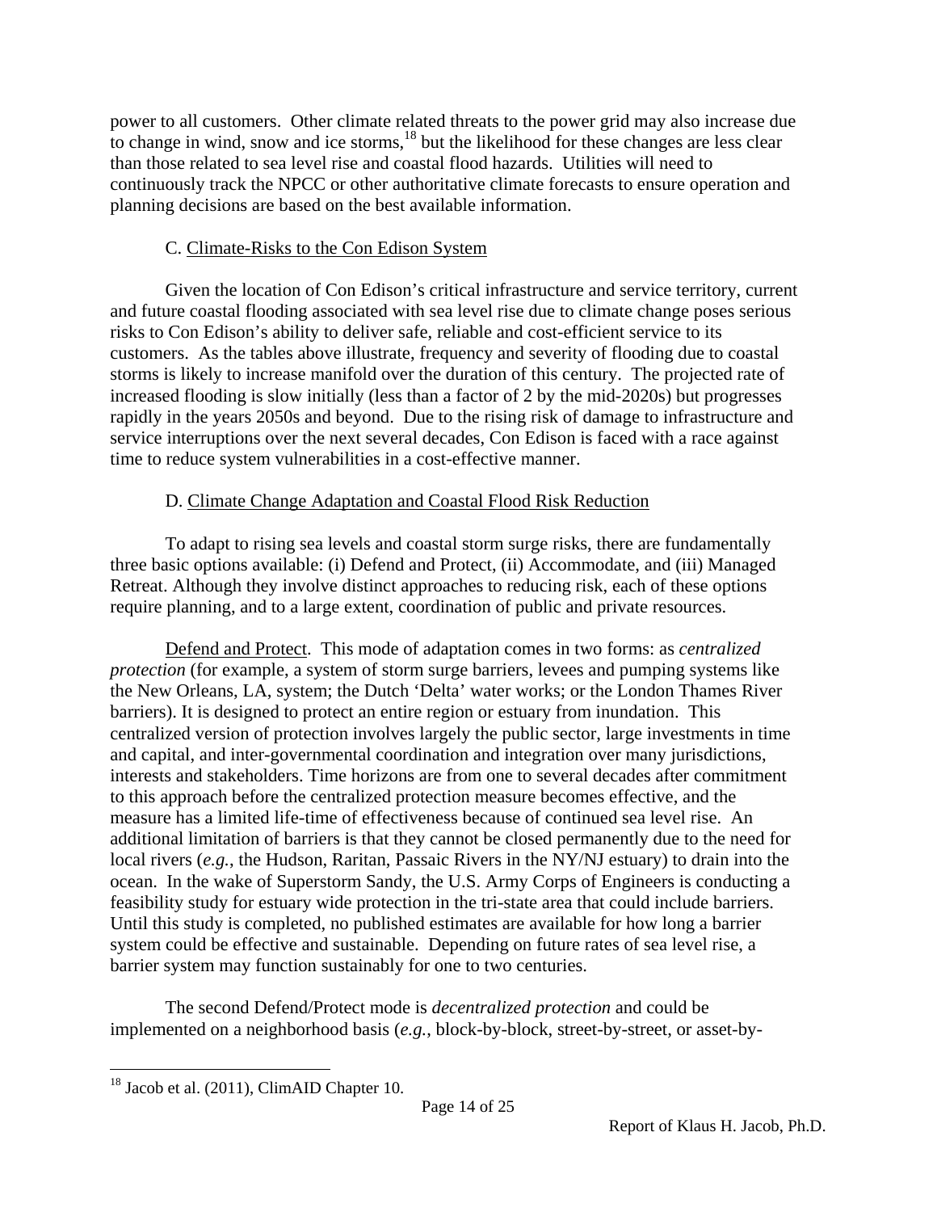power to all customers. Other climate related threats to the power grid may also increase due to change in wind, snow and ice storms,[18] but the likelihood for these changes are less clear than those related to sea level rise and coastal flood hazards. Utilities will need to continuously track the NPCC or other authoritative climate forecasts to ensure operation and planning decisions are based on the best available information.

### C. Climate-Risks to the Con Edison System

Given the location of Con Edison's critical infrastructure and service territory, current and future coastal flooding associated with sea level rise due to climate change poses serious risks to Con Edison's ability to deliver safe, reliable and cost-efficient service to its customers. As the tables above illustrate, frequency and severity of flooding due to coastal storms is likely to increase manifold over the duration of this century. The projected rate of increased flooding is slow initially (less than a factor of 2 by the mid-2020s) but progresses rapidly in the years 2050s and beyond. Due to the rising risk of damage to infrastructure and service interruptions over the next several decades, Con Edison is faced with a race against time to reduce system vulnerabilities in a cost-effective manner.

### D. Climate Change Adaptation and Coastal Flood Risk Reduction

To adapt to rising sea levels and coastal storm surge risks, there are fundamentally three basic options available: (i) Defend and Protect, (ii) Accommodate, and (iii) Managed Retreat. Although they involve distinct approaches to reducing risk, each of these options require planning, and to a large extent, coordination of public and private resources.

Defend and Protect. This mode of adaptation comes in two forms: as *centralized protection* (for example, a system of storm surge barriers, levees and pumping systems like the New Orleans, LA, system; the Dutch 'Delta' water works; or the London Thames River barriers). It is designed to protect an entire region or estuary from inundation. This centralized version of protection involves largely the public sector, large investments in time and capital, and inter-governmental coordination and integration over many jurisdictions, interests and stakeholders. Time horizons are from one to several decades after commitment to this approach before the centralized protection measure becomes effective, and the measure has a limited life-time of effectiveness because of continued sea level rise. An additional limitation of barriers is that they cannot be closed permanently due to the need for local rivers (*e.g.*, the Hudson, Raritan, Passaic Rivers in the NY/NJ estuary) to drain into the ocean. In the wake of Superstorm Sandy, the U.S. Army Corps of Engineers is conducting a feasibility study for estuary wide protection in the tri-state area that could include barriers. Until this study is completed, no published estimates are available for how long a barrier system could be effective and sustainable. Depending on future rates of sea level rise, a barrier system may function sustainably for one to two centuries.

The second Defend/Protect mode is *decentralized protection* and could be implemented on a neighborhood basis (*e.g.*, block-by-block, street-by-street, or asset-by-

[18] Jacob et al. (2011), ClimAID Chapter 10.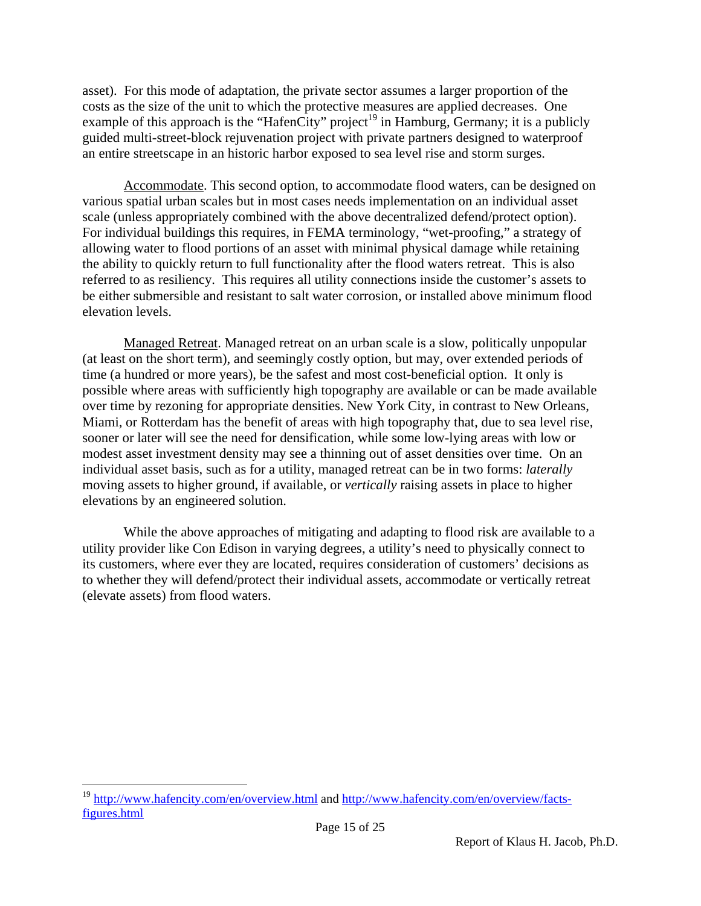asset). For this mode of adaptation, the private sector assumes a larger proportion of the costs as the size of the unit to which the protective measures are applied decreases. One example of this approach is the "HafenCity" project[19] in Hamburg, Germany; it is a publicly guided multi-street-block rejuvenation project with private partners designed to waterproof an entire streetscape in an historic harbor exposed to sea level rise and storm surges.

Accommodate. This second option, to accommodate flood waters, can be designed on various spatial urban scales but in most cases needs implementation on an individual asset scale (unless appropriately combined with the above decentralized defend/protect option). For individual buildings this requires, in FEMA terminology, "wet-proofing," a strategy of allowing water to flood portions of an asset with minimal physical damage while retaining the ability to quickly return to full functionality after the flood waters retreat. This is also referred to as resiliency. This requires all utility connections inside the customer's assets to be either submersible and resistant to salt water corrosion, or installed above minimum flood elevation levels.

Managed Retreat. Managed retreat on an urban scale is a slow, politically unpopular (at least on the short term), and seemingly costly option, but may, over extended periods of time (a hundred or more years), be the safest and most cost-beneficial option. It only is possible where areas with sufficiently high topography are available or can be made available over time by rezoning for appropriate densities. New York City, in contrast to New Orleans, Miami, or Rotterdam has the benefit of areas with high topography that, due to sea level rise, sooner or later will see the need for densification, while some low-lying areas with low or modest asset investment density may see a thinning out of asset densities over time. On an individual asset basis, such as for a utility, managed retreat can be in two forms: *laterally* moving assets to higher ground, if available, or *vertically* raising assets in place to higher elevations by an engineered solution.

While the above approaches of mitigating and adapting to flood risk are available to a utility provider like Con Edison in varying degrees, a utility's need to physically connect to its customers, where ever they are located, requires consideration of customers' decisions as to whether they will defend/protect their individual assets, accommodate or vertically retreat (elevate assets) from flood waters.

[19] http://www.hafencity.com/en/overview.html and http://www.hafencity.com/en/overview/facts-figures.html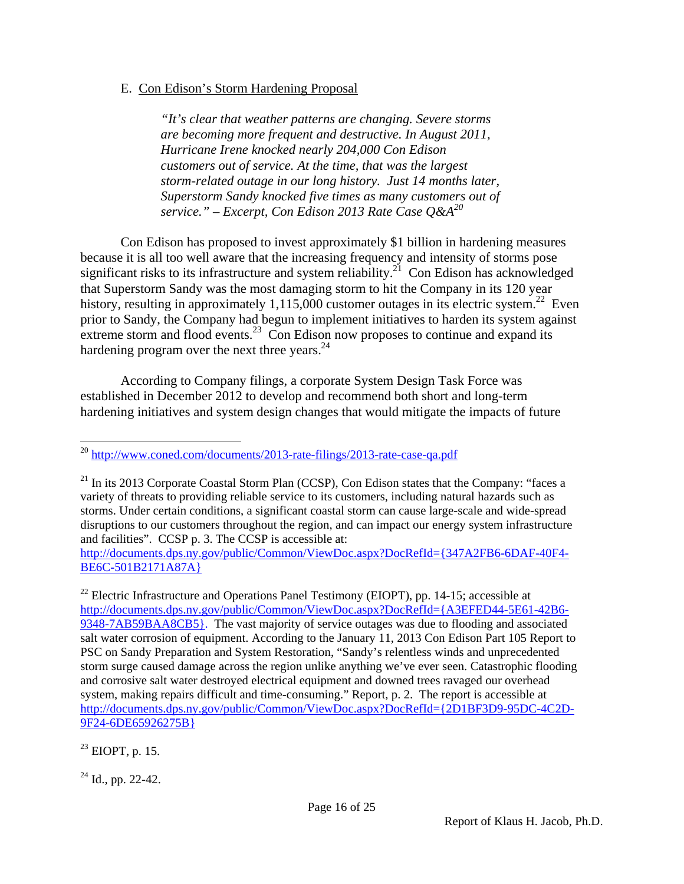### E. Con Edison's Storm Hardening Proposal

> *"It's clear that weather patterns are changing. Severe storms are becoming more frequent and destructive. In August 2011, Hurricane Irene knocked nearly 204,000 Con Edison customers out of service. At the time, that was the largest storm-related outage in our long history. Just 14 months later, Superstorm Sandy knocked five times as many customers out of service." – Excerpt, Con Edison 2013 Rate Case Q&A*[20]

Con Edison has proposed to invest approximately $1 billion in hardening measures because it is all too well aware that the increasing frequency and intensity of storms pose significant risks to its infrastructure and system reliability.[21] Con Edison has acknowledged that Superstorm Sandy was the most damaging storm to hit the Company in its 120 year history, resulting in approximately 1,115,000 customer outages in its electric system.[22] Even prior to Sandy, the Company had begun to implement initiatives to harden its system against extreme storm and flood events.[23] Con Edison now proposes to continue and expand its hardening program over the next three years.[24]

According to Company filings, a corporate System Design Task Force was established in December 2012 to develop and recommend both short and long-term hardening initiatives and system design changes that would mitigate the impacts of future

---

[20] http://www.coned.com/documents/2013-rate-filings/2013-rate-case-qa.pdf

[21] In its 2013 Corporate Coastal Storm Plan (CCSP), Con Edison states that the Company: "faces a variety of threats to providing reliable service to its customers, including natural hazards such as storms. Under certain conditions, a significant coastal storm can cause large-scale and wide-spread disruptions to our customers throughout the region, and can impact our energy system infrastructure and facilities". CCSP p. 3. The CCSP is accessible at: http://documents.dps.ny.gov/public/Common/ViewDoc.aspx?DocRefId={347A2FB6-6DAF-40F4-BE6C-501B2171A87A}

[22] Electric Infrastructure and Operations Panel Testimony (EIOPT), pp. 14-15; accessible at http://documents.dps.ny.gov/public/Common/ViewDoc.aspx?DocRefId={A3EFED44-5E61-42B6-9348-7AB59BAA8CB5}. The vast majority of service outages was due to flooding and associated salt water corrosion of equipment. According to the January 11, 2013 Con Edison Part 105 Report to PSC on Sandy Preparation and System Restoration, "Sandy's relentless winds and unprecedented storm surge caused damage across the region unlike anything we've ever seen. Catastrophic flooding and corrosive salt water destroyed electrical equipment and downed trees ravaged our overhead system, making repairs difficult and time-consuming." Report, p. 2. The report is accessible at http://documents.dps.ny.gov/public/Common/ViewDoc.aspx?DocRefId={2D1BF3D9-95DC-4C2D-9F24-6DE65926275B}

[23] EIOPT, p. 15.

[24] Id., pp. 22-42.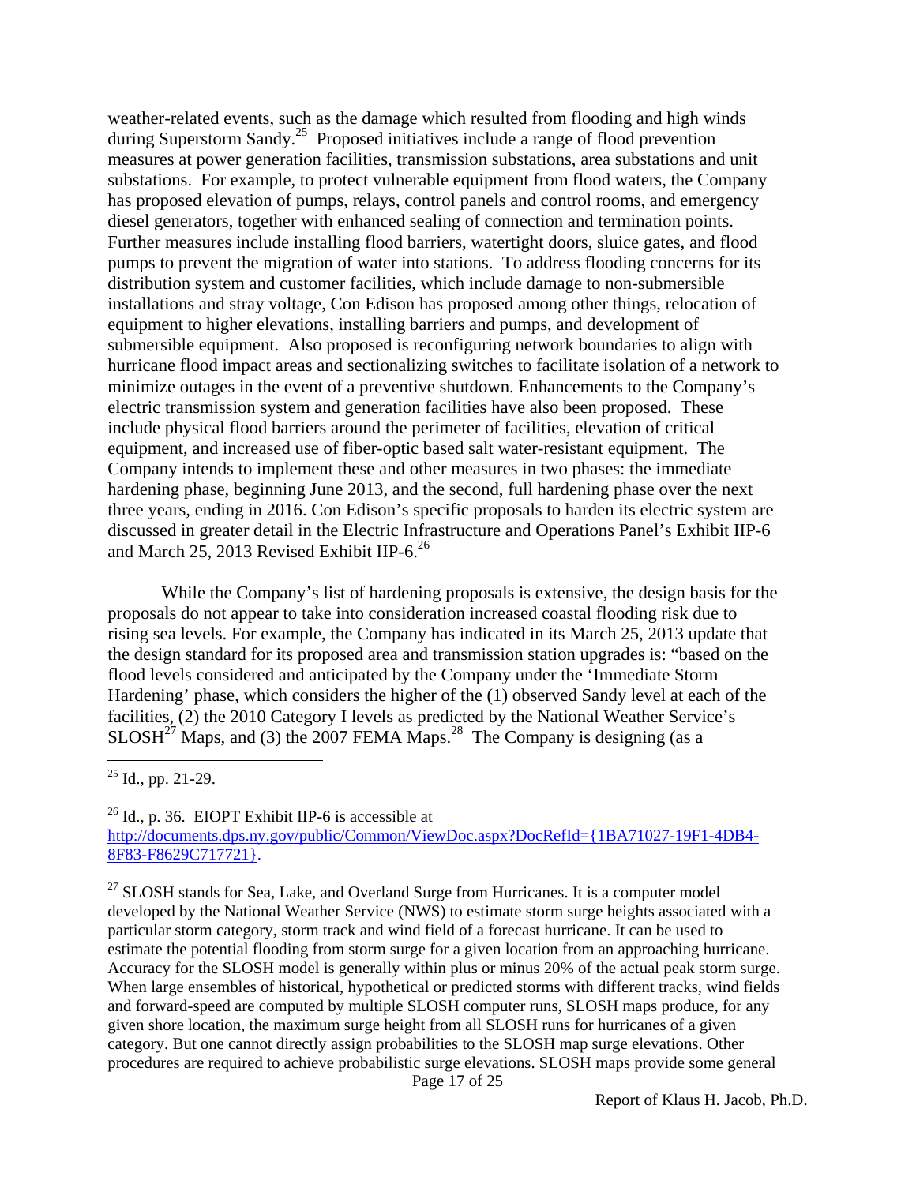weather-related events, such as the damage which resulted from flooding and high winds during Superstorm Sandy.[25] Proposed initiatives include a range of flood prevention measures at power generation facilities, transmission substations, area substations and unit substations. For example, to protect vulnerable equipment from flood waters, the Company has proposed elevation of pumps, relays, control panels and control rooms, and emergency diesel generators, together with enhanced sealing of connection and termination points. Further measures include installing flood barriers, watertight doors, sluice gates, and flood pumps to prevent the migration of water into stations. To address flooding concerns for its distribution system and customer facilities, which include damage to non-submersible installations and stray voltage, Con Edison has proposed among other things, relocation of equipment to higher elevations, installing barriers and pumps, and development of submersible equipment. Also proposed is reconfiguring network boundaries to align with hurricane flood impact areas and sectionalizing switches to facilitate isolation of a network to minimize outages in the event of a preventive shutdown. Enhancements to the Company's electric transmission system and generation facilities have also been proposed. These include physical flood barriers around the perimeter of facilities, elevation of critical equipment, and increased use of fiber-optic based salt water-resistant equipment. The Company intends to implement these and other measures in two phases: the immediate hardening phase, beginning June 2013, and the second, full hardening phase over the next three years, ending in 2016. Con Edison's specific proposals to harden its electric system are discussed in greater detail in the Electric Infrastructure and Operations Panel's Exhibit IIP-6 and March 25, 2013 Revised Exhibit IIP-6.[26]

While the Company's list of hardening proposals is extensive, the design basis for the proposals do not appear to take into consideration increased coastal flooding risk due to rising sea levels. For example, the Company has indicated in its March 25, 2013 update that the design standard for its proposed area and transmission station upgrades is: "based on the flood levels considered and anticipated by the Company under the 'Immediate Storm Hardening' phase, which considers the higher of the (1) observed Sandy level at each of the facilities, (2) the 2010 Category I levels as predicted by the National Weather Service's SLOSH[27] Maps, and (3) the 2007 FEMA Maps.[28] The Company is designing (as a

---

[25] Id., pp. 21-29.

[26] Id., p. 36. EIOPT Exhibit IIP-6 is accessible at http://documents.dps.ny.gov/public/Common/ViewDoc.aspx?DocRefId={1BA71027-19F1-4DB4-8F83-F8629C717721}.

[27] SLOSH stands for Sea, Lake, and Overland Surge from Hurricanes. It is a computer model developed by the National Weather Service (NWS) to estimate storm surge heights associated with a particular storm category, storm track and wind field of a forecast hurricane. It can be used to estimate the potential flooding from storm surge for a given location from an approaching hurricane. Accuracy for the SLOSH model is generally within plus or minus 20% of the actual peak storm surge. When large ensembles of historical, hypothetical or predicted storms with different tracks, wind fields and forward-speed are computed by multiple SLOSH computer runs, SLOSH maps produce, for any given shore location, the maximum surge height from all SLOSH runs for hurricanes of a given category. But one cannot directly assign probabilities to the SLOSH map surge elevations. Other procedures are required to achieve probabilistic surge elevations. SLOSH maps provide some general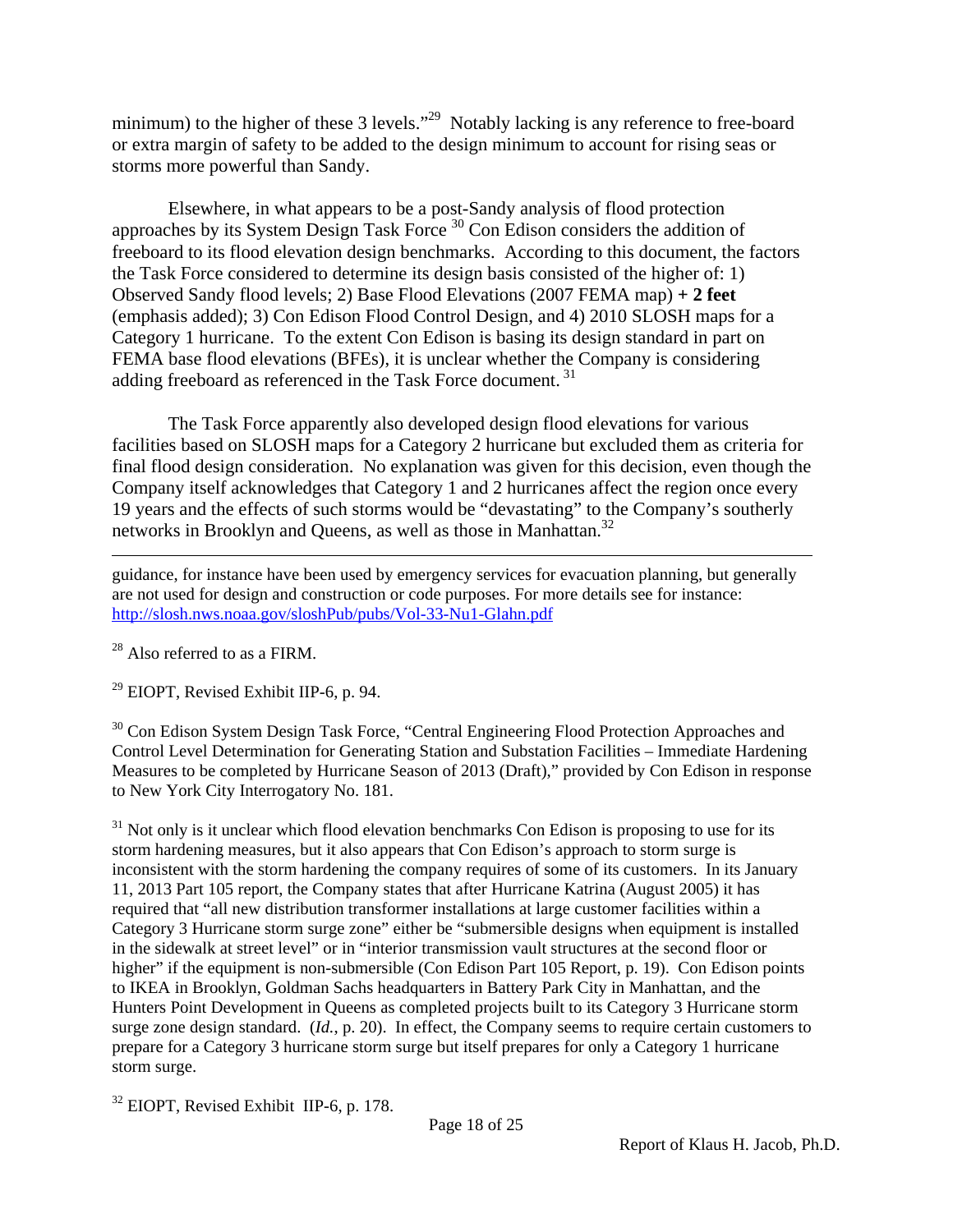minimum) to the higher of these 3 levels."[29] Notably lacking is any reference to free-board or extra margin of safety to be added to the design minimum to account for rising seas or storms more powerful than Sandy.

Elsewhere, in what appears to be a post-Sandy analysis of flood protection approaches by its System Design Task Force [30] Con Edison considers the addition of freeboard to its flood elevation design benchmarks. According to this document, the factors the Task Force considered to determine its design basis consisted of the higher of: 1) Observed Sandy flood levels; 2) Base Flood Elevations (2007 FEMA map) **+ 2 feet** (emphasis added); 3) Con Edison Flood Control Design, and 4) 2010 SLOSH maps for a Category 1 hurricane. To the extent Con Edison is basing its design standard in part on FEMA base flood elevations (BFEs), it is unclear whether the Company is considering adding freeboard as referenced in the Task Force document. [31]

The Task Force apparently also developed design flood elevations for various facilities based on SLOSH maps for a Category 2 hurricane but excluded them as criteria for final flood design consideration. No explanation was given for this decision, even though the Company itself acknowledges that Category 1 and 2 hurricanes affect the region once every 19 years and the effects of such storms would be "devastating" to the Company's southerly networks in Brooklyn and Queens, as well as those in Manhattan.[32]

---

guidance, for instance have been used by emergency services for evacuation planning, but generally are not used for design and construction or code purposes. For more details see for instance: http://slosh.nws.noaa.gov/sloshPub/pubs/Vol-33-Nu1-Glahn.pdf

[28] Also referred to as a FIRM.

[29] EIOPT, Revised Exhibit IIP-6, p. 94.

[30] Con Edison System Design Task Force, "Central Engineering Flood Protection Approaches and Control Level Determination for Generating Station and Substation Facilities – Immediate Hardening Measures to be completed by Hurricane Season of 2013 (Draft)," provided by Con Edison in response to New York City Interrogatory No. 181.

[31] Not only is it unclear which flood elevation benchmarks Con Edison is proposing to use for its storm hardening measures, but it also appears that Con Edison's approach to storm surge is inconsistent with the storm hardening the company requires of some of its customers. In its January 11, 2013 Part 105 report, the Company states that after Hurricane Katrina (August 2005) it has required that "all new distribution transformer installations at large customer facilities within a Category 3 Hurricane storm surge zone" either be "submersible designs when equipment is installed in the sidewalk at street level" or in "interior transmission vault structures at the second floor or higher" if the equipment is non-submersible (Con Edison Part 105 Report, p. 19). Con Edison points to IKEA in Brooklyn, Goldman Sachs headquarters in Battery Park City in Manhattan, and the Hunters Point Development in Queens as completed projects built to its Category 3 Hurricane storm surge zone design standard. (*Id.*, p. 20). In effect, the Company seems to require certain customers to prepare for a Category 3 hurricane storm surge but itself prepares for only a Category 1 hurricane storm surge.

[32] EIOPT, Revised Exhibit IIP-6, p. 178.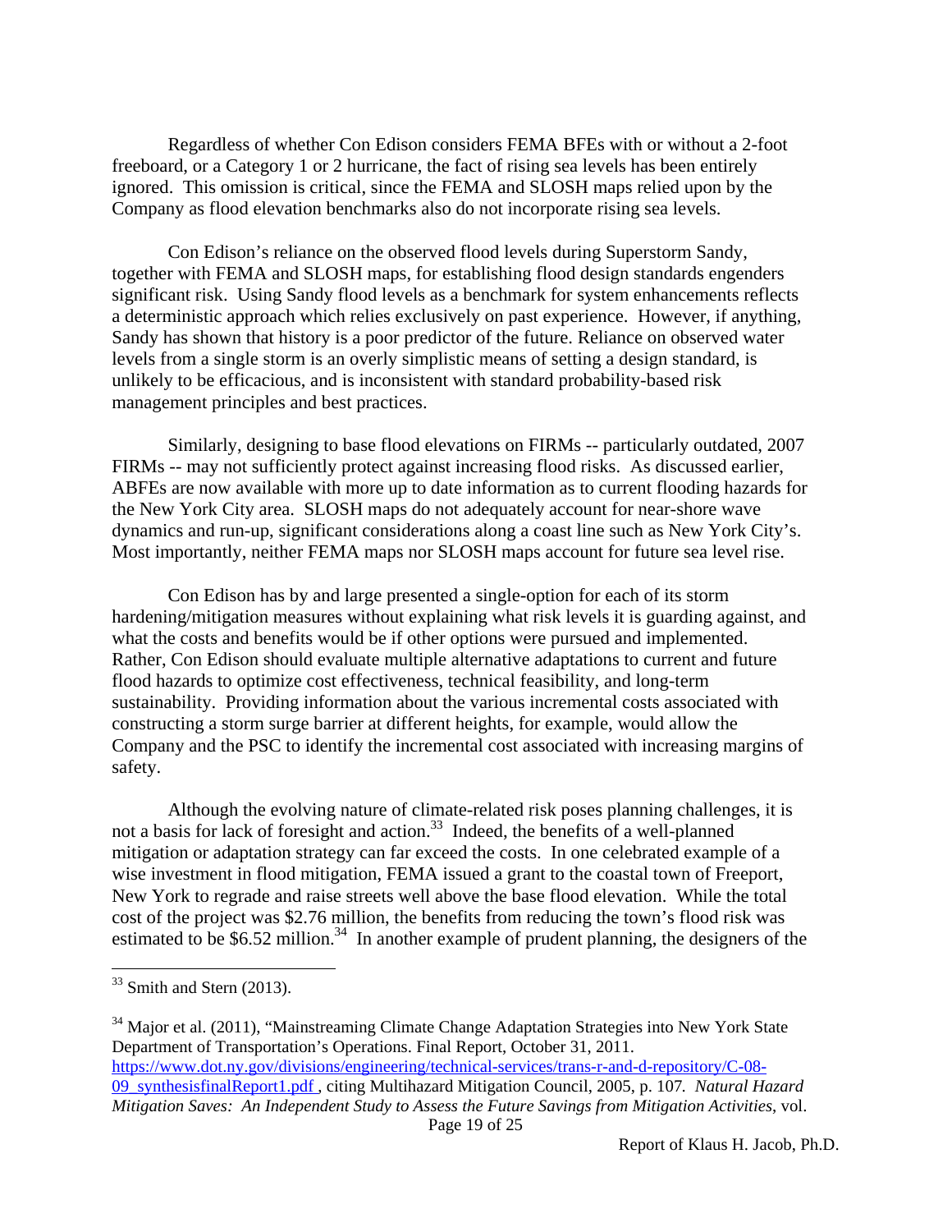Regardless of whether Con Edison considers FEMA BFEs with or without a 2-foot freeboard, or a Category 1 or 2 hurricane, the fact of rising sea levels has been entirely ignored. This omission is critical, since the FEMA and SLOSH maps relied upon by the Company as flood elevation benchmarks also do not incorporate rising sea levels.

Con Edison's reliance on the observed flood levels during Superstorm Sandy, together with FEMA and SLOSH maps, for establishing flood design standards engenders significant risk. Using Sandy flood levels as a benchmark for system enhancements reflects a deterministic approach which relies exclusively on past experience. However, if anything, Sandy has shown that history is a poor predictor of the future. Reliance on observed water levels from a single storm is an overly simplistic means of setting a design standard, is unlikely to be efficacious, and is inconsistent with standard probability-based risk management principles and best practices.

Similarly, designing to base flood elevations on FIRMs -- particularly outdated, 2007 FIRMs -- may not sufficiently protect against increasing flood risks. As discussed earlier, ABFEs are now available with more up to date information as to current flooding hazards for the New York City area. SLOSH maps do not adequately account for near-shore wave dynamics and run-up, significant considerations along a coast line such as New York City's. Most importantly, neither FEMA maps nor SLOSH maps account for future sea level rise.

Con Edison has by and large presented a single-option for each of its storm hardening/mitigation measures without explaining what risk levels it is guarding against, and what the costs and benefits would be if other options were pursued and implemented. Rather, Con Edison should evaluate multiple alternative adaptations to current and future flood hazards to optimize cost effectiveness, technical feasibility, and long-term sustainability. Providing information about the various incremental costs associated with constructing a storm surge barrier at different heights, for example, would allow the Company and the PSC to identify the incremental cost associated with increasing margins of safety.

Although the evolving nature of climate-related risk poses planning challenges, it is not a basis for lack of foresight and action.[33] Indeed, the benefits of a well-planned mitigation or adaptation strategy can far exceed the costs. In one celebrated example of a wise investment in flood mitigation, FEMA issued a grant to the coastal town of Freeport, New York to regrade and raise streets well above the base flood elevation. While the total cost of the project was $2.76 million, the benefits from reducing the town's flood risk was estimated to be $6.52 million.[34] In another example of prudent planning, the designers of the

---

[33] Smith and Stern (2013).

[34] Major et al. (2011), "Mainstreaming Climate Change Adaptation Strategies into New York State Department of Transportation's Operations. Final Report, October 31, 2011. https://www.dot.ny.gov/divisions/engineering/technical-services/trans-r-and-d-repository/C-08-09_synthesisfinalReport1.pdf , citing Multihazard Mitigation Council, 2005, p. 107. *Natural Hazard Mitigation Saves: An Independent Study to Assess the Future Savings from Mitigation Activities*, vol.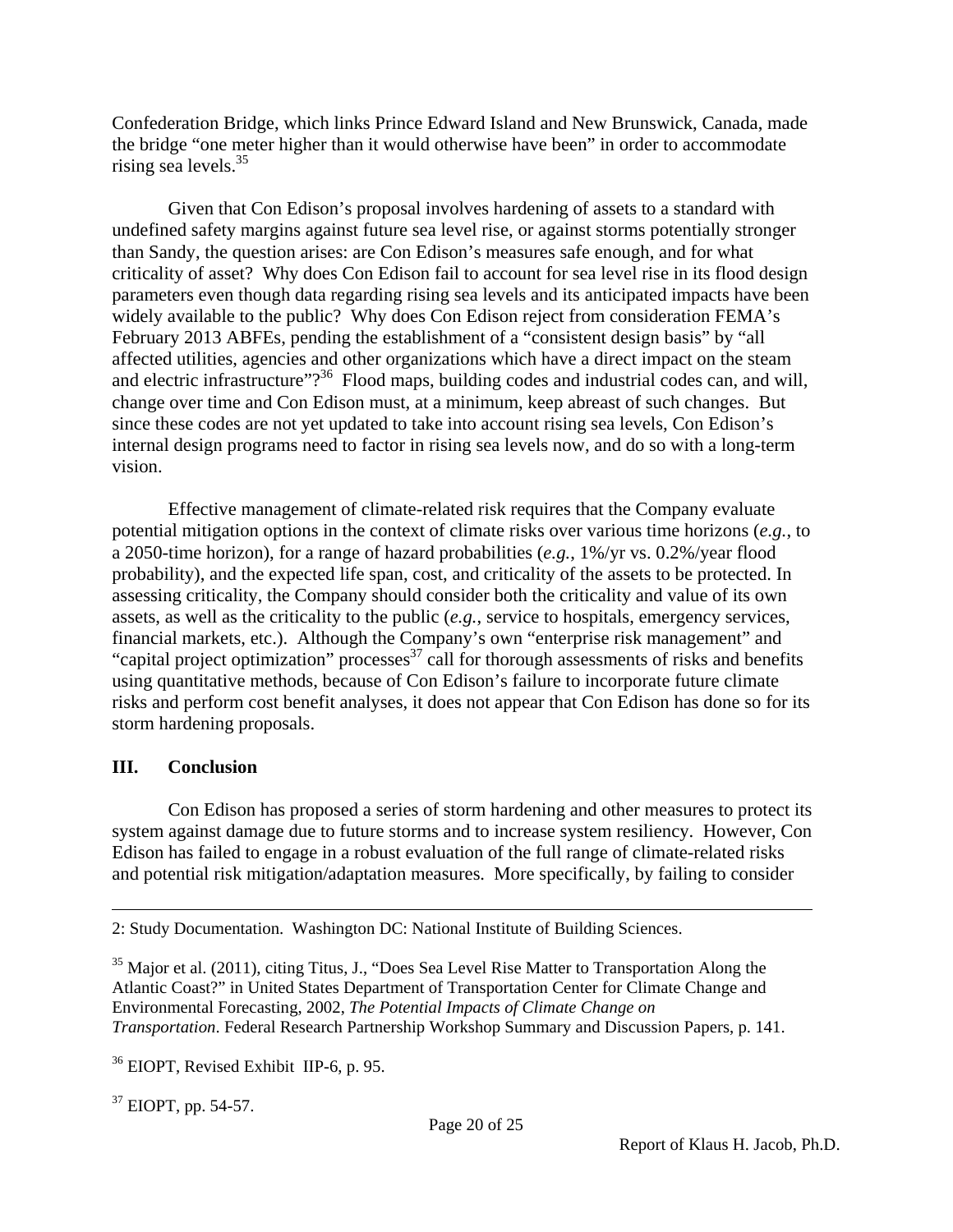Confederation Bridge, which links Prince Edward Island and New Brunswick, Canada, made the bridge "one meter higher than it would otherwise have been" in order to accommodate rising sea levels.[35]

Given that Con Edison's proposal involves hardening of assets to a standard with undefined safety margins against future sea level rise, or against storms potentially stronger than Sandy, the question arises: are Con Edison's measures safe enough, and for what criticality of asset? Why does Con Edison fail to account for sea level rise in its flood design parameters even though data regarding rising sea levels and its anticipated impacts have been widely available to the public? Why does Con Edison reject from consideration FEMA's February 2013 ABFEs, pending the establishment of a "consistent design basis" by "all affected utilities, agencies and other organizations which have a direct impact on the steam and electric infrastructure"?[36] Flood maps, building codes and industrial codes can, and will, change over time and Con Edison must, at a minimum, keep abreast of such changes. But since these codes are not yet updated to take into account rising sea levels, Con Edison's internal design programs need to factor in rising sea levels now, and do so with a long-term vision.

Effective management of climate-related risk requires that the Company evaluate potential mitigation options in the context of climate risks over various time horizons (*e.g.*, to a 2050-time horizon), for a range of hazard probabilities (*e.g.*, 1%/yr vs. 0.2%/year flood probability), and the expected life span, cost, and criticality of the assets to be protected. In assessing criticality, the Company should consider both the criticality and value of its own assets, as well as the criticality to the public (*e.g.*, service to hospitals, emergency services, financial markets, etc.). Although the Company's own "enterprise risk management" and "capital project optimization" processes[37] call for thorough assessments of risks and benefits using quantitative methods, because of Con Edison's failure to incorporate future climate risks and perform cost benefit analyses, it does not appear that Con Edison has done so for its storm hardening proposals.

## III. Conclusion

Con Edison has proposed a series of storm hardening and other measures to protect its system against damage due to future storms and to increase system resiliency. However, Con Edison has failed to engage in a robust evaluation of the full range of climate-related risks and potential risk mitigation/adaptation measures. More specifically, by failing to consider

---

2: Study Documentation. Washington DC: National Institute of Building Sciences.

[35] Major et al. (2011), citing Titus, J., "Does Sea Level Rise Matter to Transportation Along the Atlantic Coast?" in United States Department of Transportation Center for Climate Change and Environmental Forecasting, 2002, *The Potential Impacts of Climate Change on Transportation*. Federal Research Partnership Workshop Summary and Discussion Papers, p. 141.

[36] EIOPT, Revised Exhibit IIP-6, p. 95.

[37] EIOPT, pp. 54-57.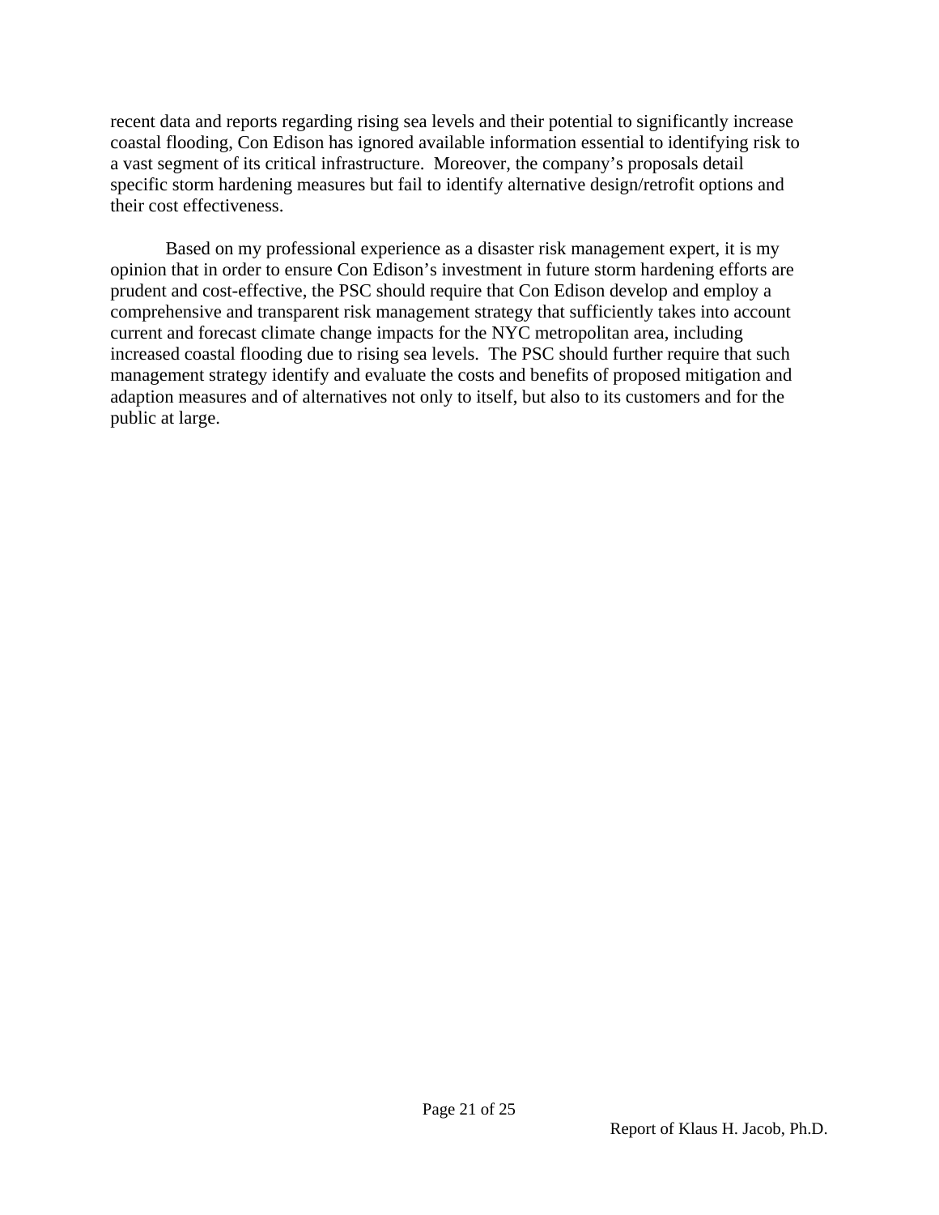recent data and reports regarding rising sea levels and their potential to significantly increase coastal flooding, Con Edison has ignored available information essential to identifying risk to a vast segment of its critical infrastructure. Moreover, the company's proposals detail specific storm hardening measures but fail to identify alternative design/retrofit options and their cost effectiveness.

Based on my professional experience as a disaster risk management expert, it is my opinion that in order to ensure Con Edison's investment in future storm hardening efforts are prudent and cost-effective, the PSC should require that Con Edison develop and employ a comprehensive and transparent risk management strategy that sufficiently takes into account current and forecast climate change impacts for the NYC metropolitan area, including increased coastal flooding due to rising sea levels. The PSC should further require that such management strategy identify and evaluate the costs and benefits of proposed mitigation and adaption measures and of alternatives not only to itself, but also to its customers and for the public at large.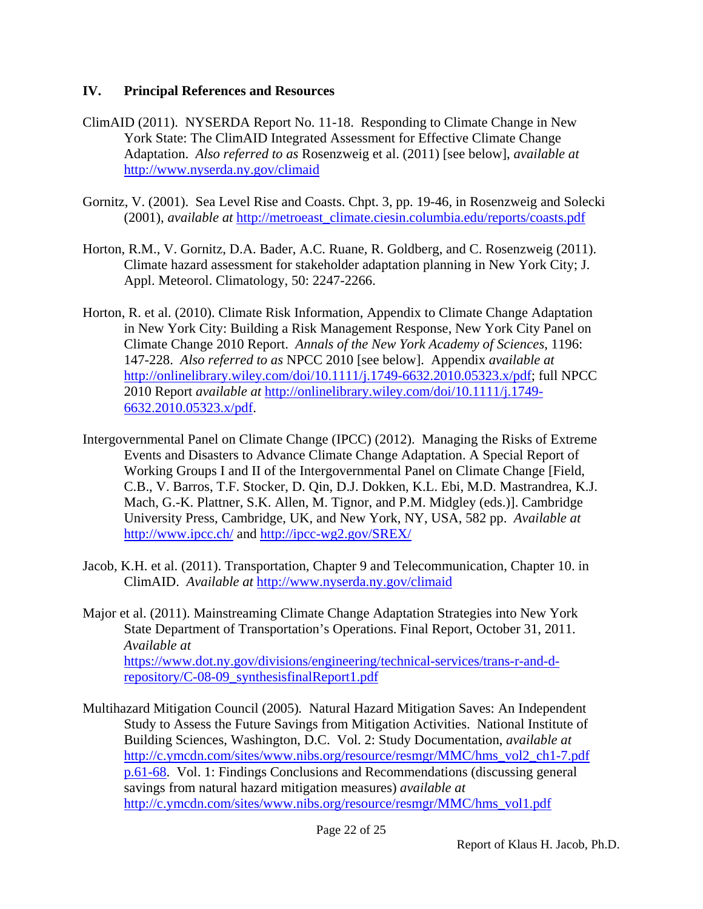## IV. Principal References and Resources

ClimAID (2011). NYSERDA Report No. 11-18. Responding to Climate Change in New York State: The ClimAID Integrated Assessment for Effective Climate Change Adaptation. *Also referred to as* Rosenzweig et al. (2011) [see below], *available at* http://www.nyserda.ny.gov/climaid

Gornitz, V. (2001). Sea Level Rise and Coasts. Chpt. 3, pp. 19-46, in Rosenzweig and Solecki (2001), *available at* http://metroeast_climate.ciesin.columbia.edu/reports/coasts.pdf

Horton, R.M., V. Gornitz, D.A. Bader, A.C. Ruane, R. Goldberg, and C. Rosenzweig (2011). Climate hazard assessment for stakeholder adaptation planning in New York City; J. Appl. Meteorol. Climatology, 50: 2247-2266.

Horton, R. et al. (2010). Climate Risk Information, Appendix to Climate Change Adaptation in New York City: Building a Risk Management Response, New York City Panel on Climate Change 2010 Report. *Annals of the New York Academy of Sciences*, 1196: 147-228. *Also referred to as* NPCC 2010 [see below]. Appendix *available at* http://onlinelibrary.wiley.com/doi/10.1111/j.1749-6632.2010.05323.x/pdf; full NPCC 2010 Report *available at* http://onlinelibrary.wiley.com/doi/10.1111/j.1749-6632.2010.05323.x/pdf.

Intergovernmental Panel on Climate Change (IPCC) (2012). Managing the Risks of Extreme Events and Disasters to Advance Climate Change Adaptation. A Special Report of Working Groups I and II of the Intergovernmental Panel on Climate Change [Field, C.B., V. Barros, T.F. Stocker, D. Qin, D.J. Dokken, K.L. Ebi, M.D. Mastrandrea, K.J. Mach, G.-K. Plattner, S.K. Allen, M. Tignor, and P.M. Midgley (eds.)]. Cambridge University Press, Cambridge, UK, and New York, NY, USA, 582 pp. *Available at* http://www.ipcc.ch/ and http://ipcc-wg2.gov/SREX/

Jacob, K.H. et al. (2011). Transportation, Chapter 9 and Telecommunication, Chapter 10. in ClimAID. *Available at* http://www.nyserda.ny.gov/climaid

Major et al. (2011). Mainstreaming Climate Change Adaptation Strategies into New York State Department of Transportation's Operations. Final Report, October 31, 2011. *Available at* https://www.dot.ny.gov/divisions/engineering/technical-services/trans-r-and-d-repository/C-08-09_synthesisfinalReport1.pdf

Multihazard Mitigation Council (2005). Natural Hazard Mitigation Saves: An Independent Study to Assess the Future Savings from Mitigation Activities. National Institute of Building Sciences, Washington, D.C. Vol. 2: Study Documentation, *available at* http://c.ymcdn.com/sites/www.nibs.org/resource/resmgr/MMC/hms_vol2_ch1-7.pdf p.61-68. Vol. 1: Findings Conclusions and Recommendations (discussing general savings from natural hazard mitigation measures) *available at* http://c.ymcdn.com/sites/www.nibs.org/resource/resmgr/MMC/hms_vol1.pdf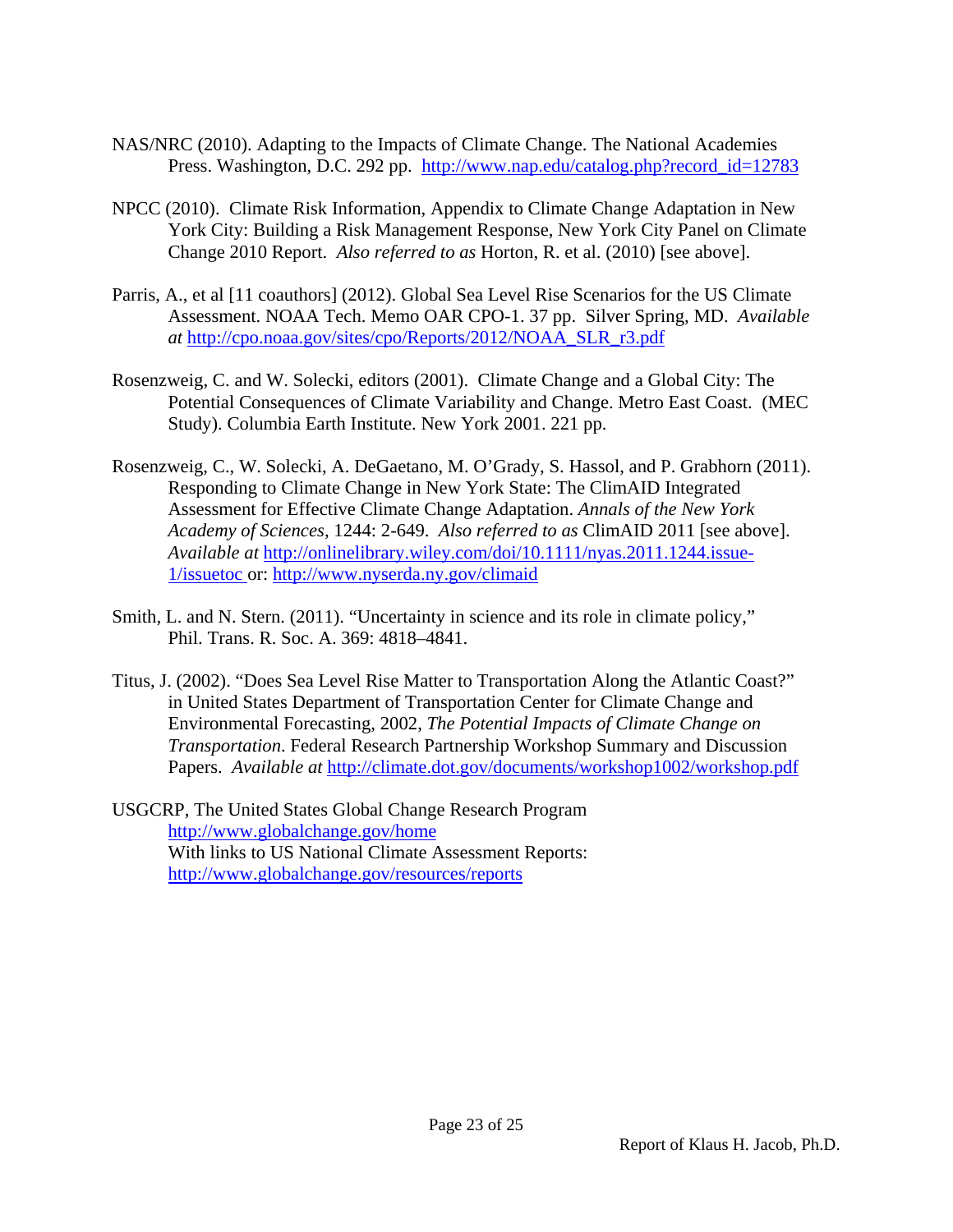NAS/NRC (2010). Adapting to the Impacts of Climate Change. The National Academies Press. Washington, D.C. 292 pp. http://www.nap.edu/catalog.php?record_id=12783

NPCC (2010). Climate Risk Information, Appendix to Climate Change Adaptation in New York City: Building a Risk Management Response, New York City Panel on Climate Change 2010 Report. *Also referred to as* Horton, R. et al. (2010) [see above].

Parris, A., et al [11 coauthors] (2012). Global Sea Level Rise Scenarios for the US Climate Assessment. NOAA Tech. Memo OAR CPO-1. 37 pp. Silver Spring, MD. *Available at* http://cpo.noaa.gov/sites/cpo/Reports/2012/NOAA_SLR_r3.pdf

Rosenzweig, C. and W. Solecki, editors (2001). Climate Change and a Global City: The Potential Consequences of Climate Variability and Change. Metro East Coast. (MEC Study). Columbia Earth Institute. New York 2001. 221 pp.

Rosenzweig, C., W. Solecki, A. DeGaetano, M. O'Grady, S. Hassol, and P. Grabhorn (2011). Responding to Climate Change in New York State: The ClimAID Integrated Assessment for Effective Climate Change Adaptation. *Annals of the New York Academy of Sciences*, 1244: 2-649. *Also referred to as* ClimAID 2011 [see above]. *Available at* http://onlinelibrary.wiley.com/doi/10.1111/nyas.2011.1244.issue-1/issuetoc or: http://www.nyserda.ny.gov/climaid

Smith, L. and N. Stern. (2011). "Uncertainty in science and its role in climate policy," Phil. Trans. R. Soc. A. 369: 4818–4841.

Titus, J. (2002). "Does Sea Level Rise Matter to Transportation Along the Atlantic Coast?" in United States Department of Transportation Center for Climate Change and Environmental Forecasting, 2002, *The Potential Impacts of Climate Change on Transportation*. Federal Research Partnership Workshop Summary and Discussion Papers. *Available at* http://climate.dot.gov/documents/workshop1002/workshop.pdf

USGCRP, The United States Global Change Research Program
http://www.globalchange.gov/home
With links to US National Climate Assessment Reports:
http://www.globalchange.gov/resources/reports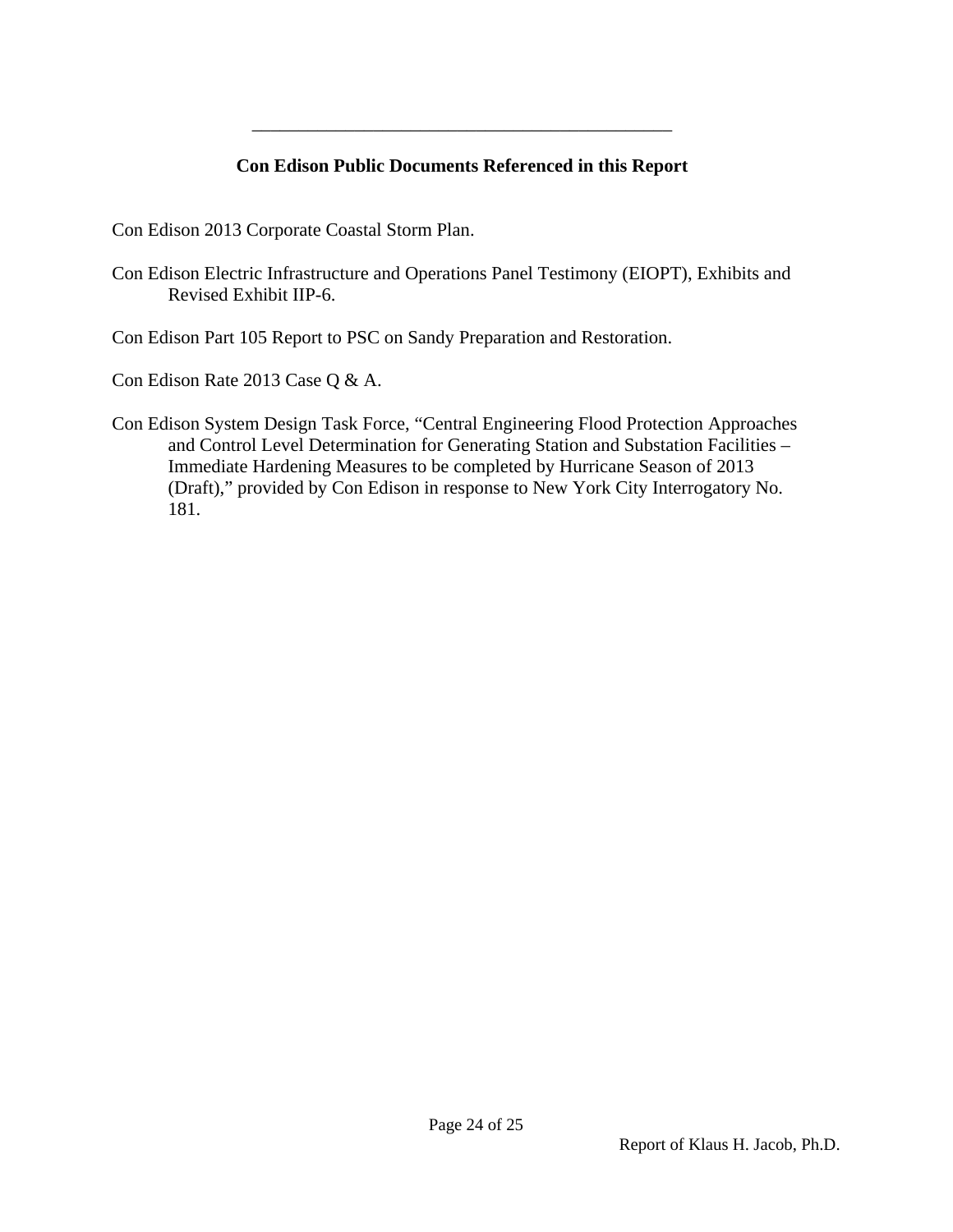---

**Con Edison Public Documents Referenced in this Report**

Con Edison 2013 Corporate Coastal Storm Plan.

Con Edison Electric Infrastructure and Operations Panel Testimony (EIOPT), Exhibits and Revised Exhibit IIP-6.

Con Edison Part 105 Report to PSC on Sandy Preparation and Restoration.

Con Edison Rate 2013 Case Q & A.

Con Edison System Design Task Force, "Central Engineering Flood Protection Approaches and Control Level Determination for Generating Station and Substation Facilities – Immediate Hardening Measures to be completed by Hurricane Season of 2013 (Draft)," provided by Con Edison in response to New York City Interrogatory No. 181.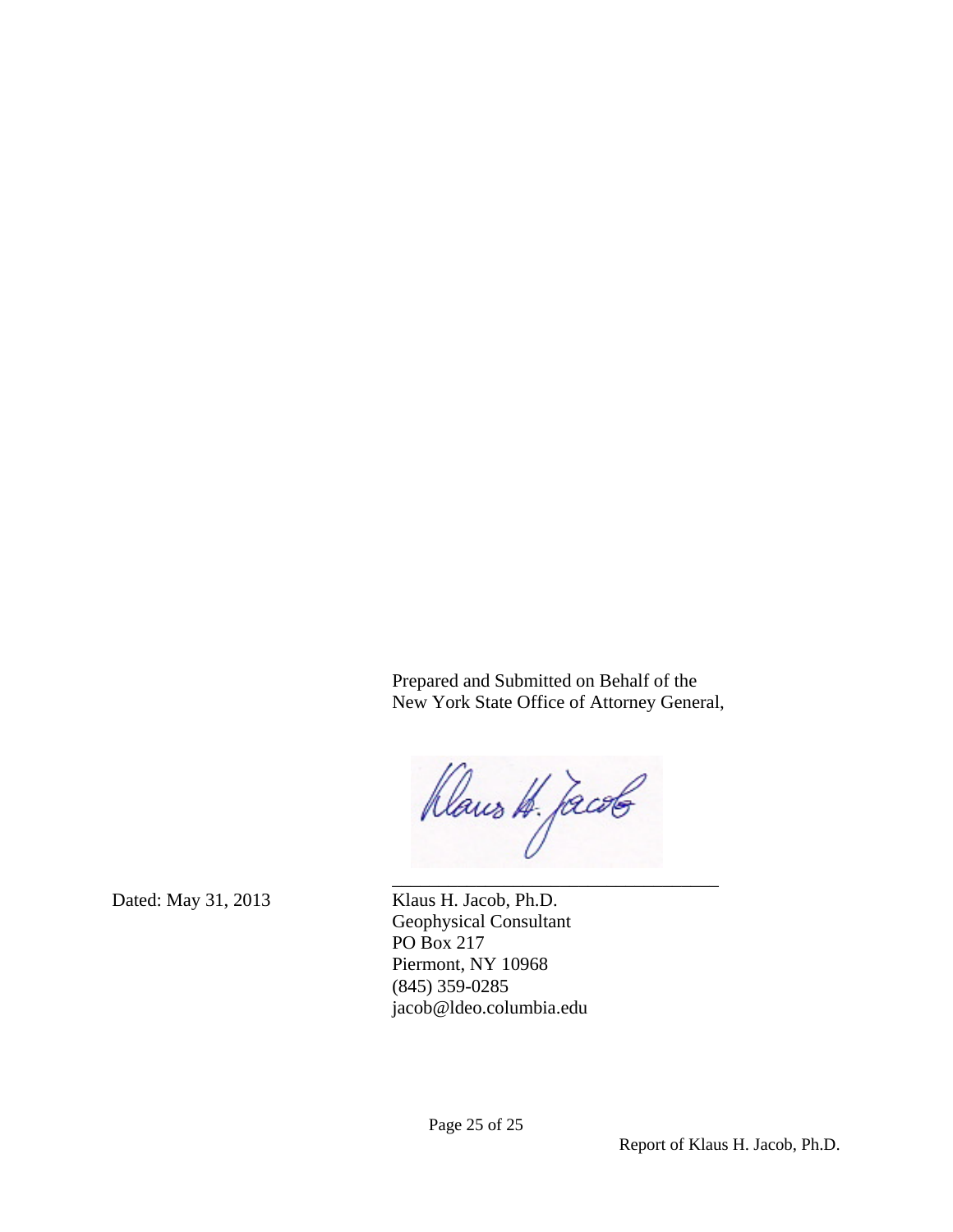Prepared and Submitted on Behalf of the
New York State Office of Attorney General,

Klaus H. Jacob

\_\_\_\_\_\_\_\_\_\_\_\_\_\_\_\_\_\_\_\_\_\_\_\_\_\_\_\_\_\_\_\_\_\_\_

Dated: May 31, 2013

Klaus H. Jacob, Ph.D.
Geophysical Consultant
PO Box 217
Piermont, NY 10968
(845) 359-0285
jacob@ldeo.columbia.edu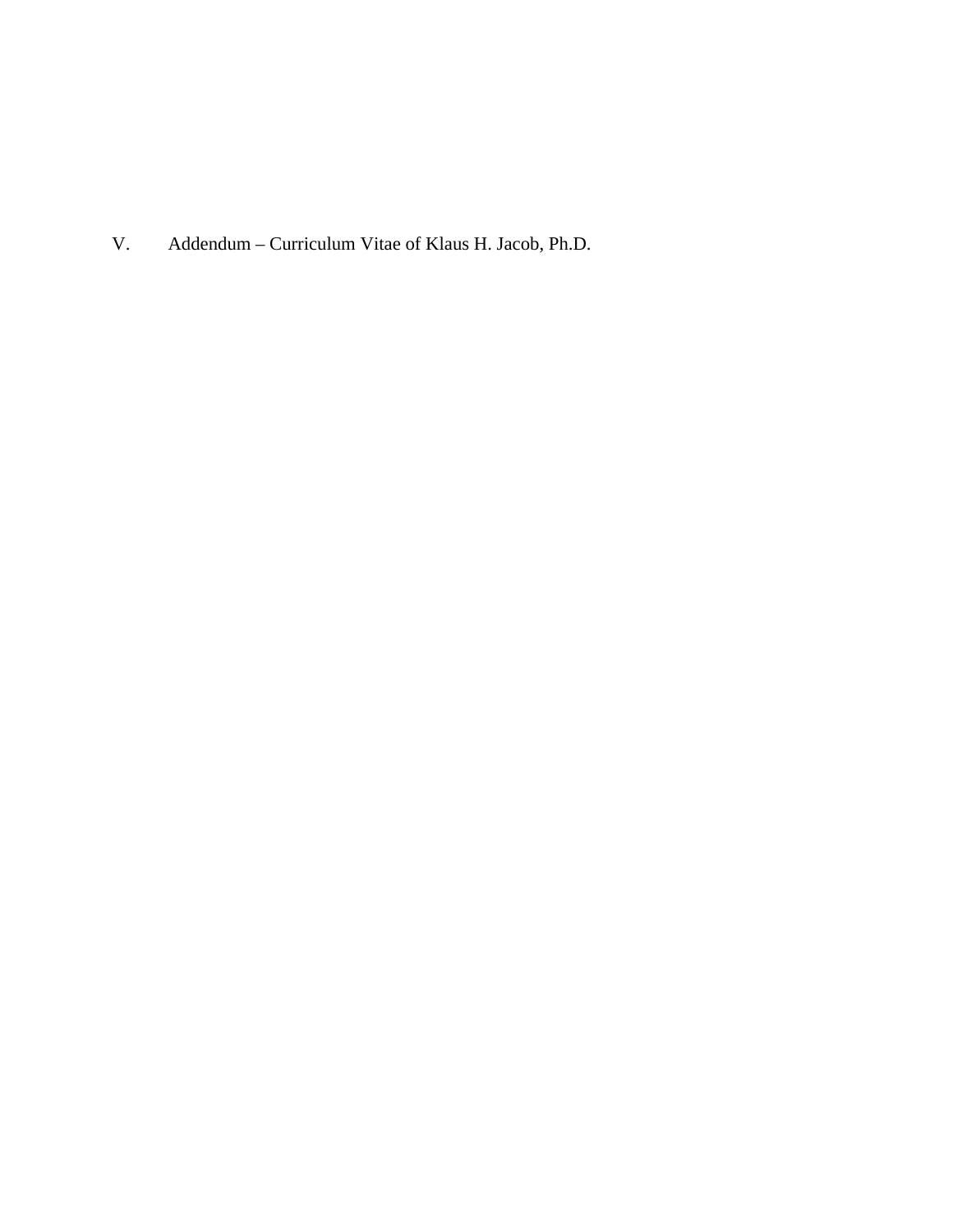## V. Addendum – Curriculum Vitae of Klaus H. Jacob, Ph.D.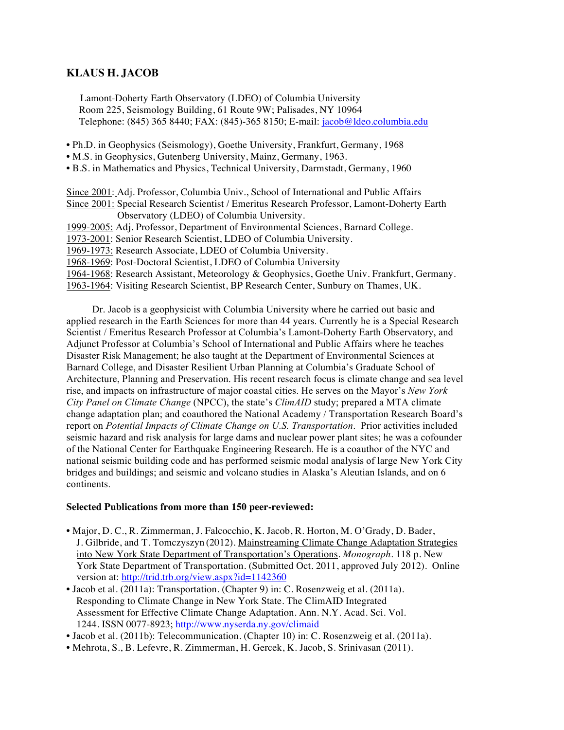# KLAUS H. JACOB

Lamont-Doherty Earth Observatory (LDEO) of Columbia University
Room 225, Seismology Building, 61 Route 9W; Palisades, NY 10964
Telephone: (845) 365 8440; FAX: (845)-365 8150; E-mail: jacob@ldeo.columbia.edu

- Ph.D. in Geophysics (Seismology), Goethe University, Frankfurt, Germany, 1968
- M.S. in Geophysics, Gutenberg University, Mainz, Germany, 1963.
- B.S. in Mathematics and Physics, Technical University, Darmstadt, Germany, 1960

Since 2001: Adj. Professor, Columbia Univ., School of International and Public Affairs
Since 2001: Special Research Scientist / Emeritus Research Professor, Lamont-Doherty Earth Observatory (LDEO) of Columbia University.
1999-2005: Adj. Professor, Department of Environmental Sciences, Barnard College.
1973-2001: Senior Research Scientist, LDEO of Columbia University.
1969-1973: Research Associate, LDEO of Columbia University.
1968-1969: Post-Doctoral Scientist, LDEO of Columbia University
1964-1968: Research Assistant, Meteorology & Geophysics, Goethe Univ. Frankfurt, Germany.
1963-1964: Visiting Research Scientist, BP Research Center, Sunbury on Thames, UK.

Dr. Jacob is a geophysicist with Columbia University where he carried out basic and applied research in the Earth Sciences for more than 44 years. Currently he is a Special Research Scientist / Emeritus Research Professor at Columbia's Lamont-Doherty Earth Observatory, and Adjunct Professor at Columbia's School of International and Public Affairs where he teaches Disaster Risk Management; he also taught at the Department of Environmental Sciences at Barnard College, and Disaster Resilient Urban Planning at Columbia's Graduate School of Architecture, Planning and Preservation. His recent research focus is climate change and sea level rise, and impacts on infrastructure of major coastal cities. He serves on the Mayor's *New York City Panel on Climate Change* (NPCC), the state's *ClimAID* study; prepared a MTA climate change adaptation plan; and coauthored the National Academy / Transportation Research Board's report on *Potential Impacts of Climate Change on U.S. Transportation*. Prior activities included seismic hazard and risk analysis for large dams and nuclear power plant sites; he was a cofounder of the National Center for Earthquake Engineering Research. He is a coauthor of the NYC and national seismic building code and has performed seismic modal analysis of large New York City bridges and buildings; and seismic and volcano studies in Alaska's Aleutian Islands, and on 6 continents.

**Selected Publications from more than 150 peer-reviewed:**

- Major, D. C., R. Zimmerman, J. Falcocchio, K. Jacob, R. Horton, M. O'Grady, D. Bader, J. Gilbride, and T. Tomczyszyn (2012). Mainstreaming Climate Change Adaptation Strategies into New York State Department of Transportation's Operations. *Monograph*. 118 p. New York State Department of Transportation. (Submitted Oct. 2011, approved July 2012). Online version at: http://trid.trb.org/view.aspx?id=1142360
- Jacob et al. (2011a): Transportation. (Chapter 9) in: C. Rosenzweig et al. (2011a). Responding to Climate Change in New York State. The ClimAID Integrated Assessment for Effective Climate Change Adaptation. Ann. N.Y. Acad. Sci. Vol. 1244. ISSN 0077-8923; http://www.nyserda.ny.gov/climaid
- Jacob et al. (2011b): Telecommunication. (Chapter 10) in: C. Rosenzweig et al. (2011a).
- Mehrota, S., B. Lefevre, R. Zimmerman, H. Gercek, K. Jacob, S. Srinivasan (2011).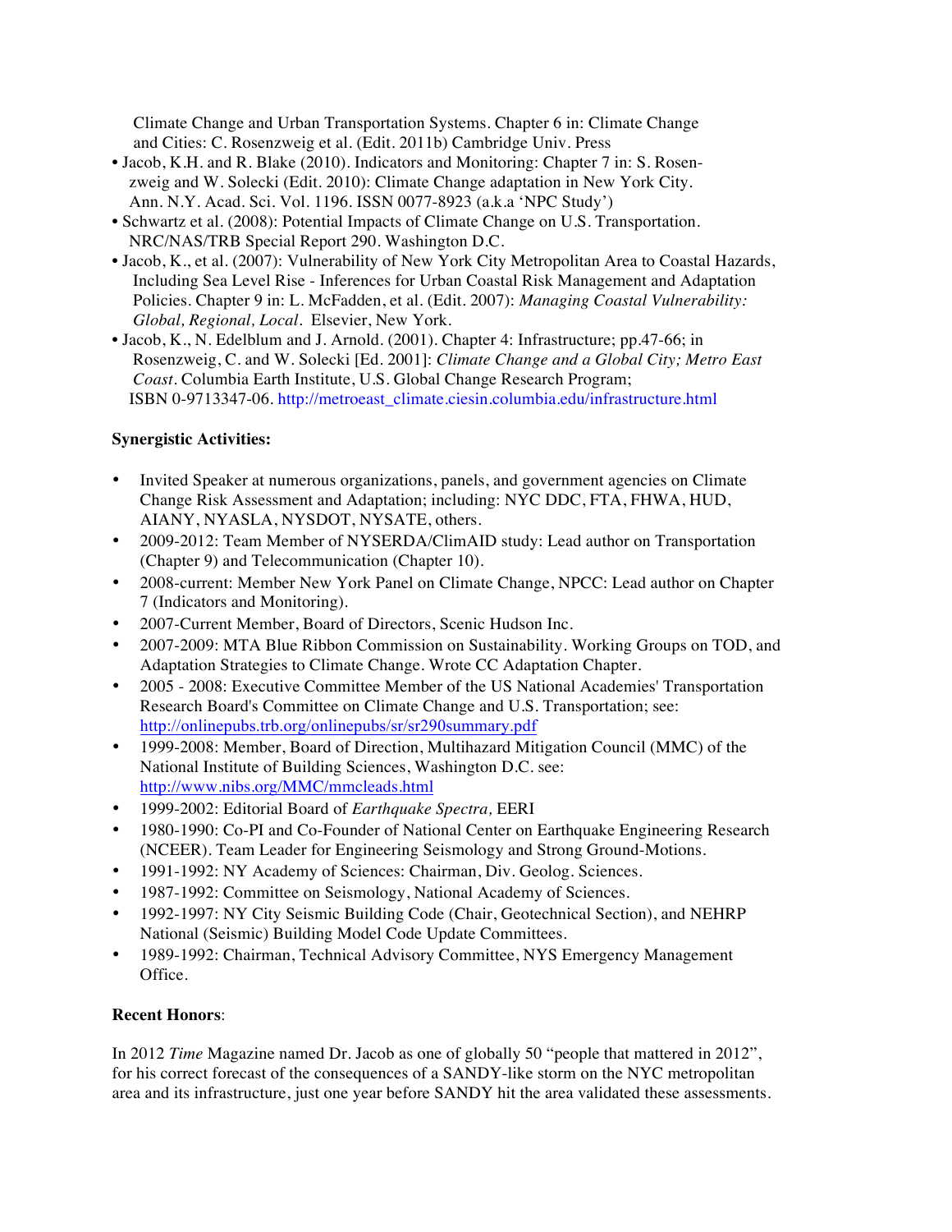Climate Change and Urban Transportation Systems. Chapter 6 in: Climate Change and Cities: C. Rosenzweig et al. (Edit. 2011b) Cambridge Univ. Press

- Jacob, K.H. and R. Blake (2010). Indicators and Monitoring: Chapter 7 in: S. Rosenzweig and W. Solecki (Edit. 2010): Climate Change adaptation in New York City. Ann. N.Y. Acad. Sci. Vol. 1196. ISSN 0077-8923 (a.k.a 'NPC Study')
- Schwartz et al. (2008): Potential Impacts of Climate Change on U.S. Transportation. NRC/NAS/TRB Special Report 290. Washington D.C.
- Jacob, K., et al. (2007): Vulnerability of New York City Metropolitan Area to Coastal Hazards, Including Sea Level Rise - Inferences for Urban Coastal Risk Management and Adaptation Policies. Chapter 9 in: L. McFadden, et al. (Edit. 2007): *Managing Coastal Vulnerability: Global, Regional, Local*. Elsevier, New York.
- Jacob, K., N. Edelblum and J. Arnold. (2001). Chapter 4: Infrastructure; pp.47-66; in Rosenzweig, C. and W. Solecki [Ed. 2001]: *Climate Change and a Global City; Metro East Coast*. Columbia Earth Institute, U.S. Global Change Research Program; ISBN 0-9713347-06. http://metroeast_climate.ciesin.columbia.edu/infrastructure.html

**Synergistic Activities:**

- Invited Speaker at numerous organizations, panels, and government agencies on Climate Change Risk Assessment and Adaptation; including: NYC DDC, FTA, FHWA, HUD, AIANY, NYASLA, NYSDOT, NYSATE, others.
- 2009-2012: Team Member of NYSERDA/ClimAID study: Lead author on Transportation (Chapter 9) and Telecommunication (Chapter 10).
- 2008-current: Member New York Panel on Climate Change, NPCC: Lead author on Chapter 7 (Indicators and Monitoring).
- 2007-Current Member, Board of Directors, Scenic Hudson Inc.
- 2007-2009: MTA Blue Ribbon Commission on Sustainability. Working Groups on TOD, and Adaptation Strategies to Climate Change. Wrote CC Adaptation Chapter.
- 2005 - 2008: Executive Committee Member of the US National Academies' Transportation Research Board's Committee on Climate Change and U.S. Transportation; see: http://onlinepubs.trb.org/onlinepubs/sr/sr290summary.pdf
- 1999-2008: Member, Board of Direction, Multihazard Mitigation Council (MMC) of the National Institute of Building Sciences, Washington D.C. see: http://www.nibs.org/MMC/mmcleads.html
- 1999-2002: Editorial Board of *Earthquake Spectra,* EERI
- 1980-1990: Co-PI and Co-Founder of National Center on Earthquake Engineering Research (NCEER). Team Leader for Engineering Seismology and Strong Ground-Motions.
- 1991-1992: NY Academy of Sciences: Chairman, Div. Geolog. Sciences.
- 1987-1992: Committee on Seismology, National Academy of Sciences.
- 1992-1997: NY City Seismic Building Code (Chair, Geotechnical Section), and NEHRP National (Seismic) Building Model Code Update Committees.
- 1989-1992: Chairman, Technical Advisory Committee, NYS Emergency Management Office.

**Recent Honors**:

In 2012 *Time* Magazine named Dr. Jacob as one of globally 50 "people that mattered in 2012", for his correct forecast of the consequences of a SANDY-like storm on the NYC metropolitan area and its infrastructure, just one year before SANDY hit the area validated these assessments.